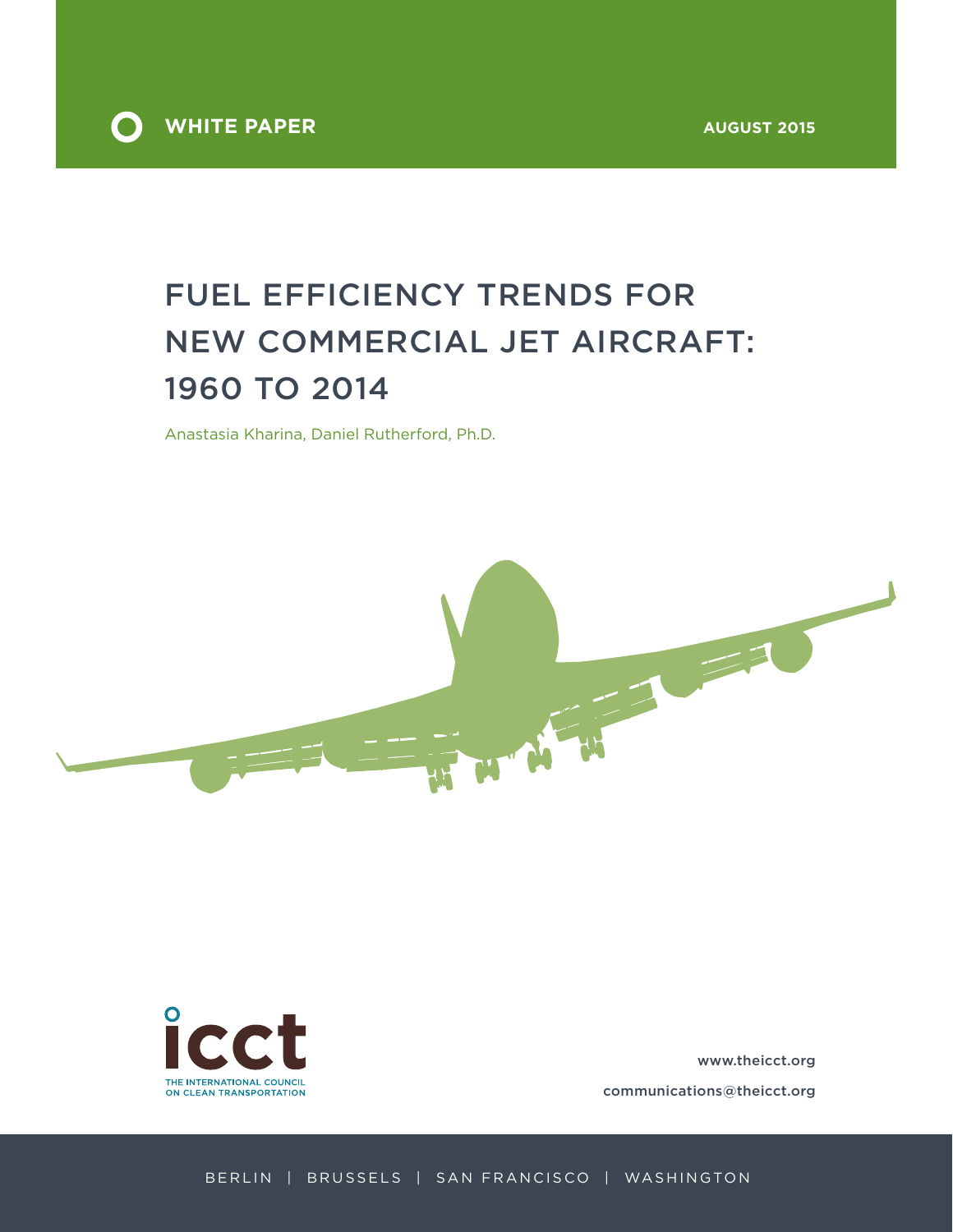WHITE PAPER

AUGUST 2015

# FUEL EFFICIENCY TRENDS FOR NEW COMMERCIAL JET AIRCRAFT: 1960 TO 2014

Anastasia Kharina, Daniel Rutherford, Ph.D.

icct

THE INTERNATIONAL COUNCIL ON CLEAN TRANSPORTATION

www.theicct.org

communications@theicct.org

BERLIN | BRUSSELS | SAN FRANCISCO | WASHINGTON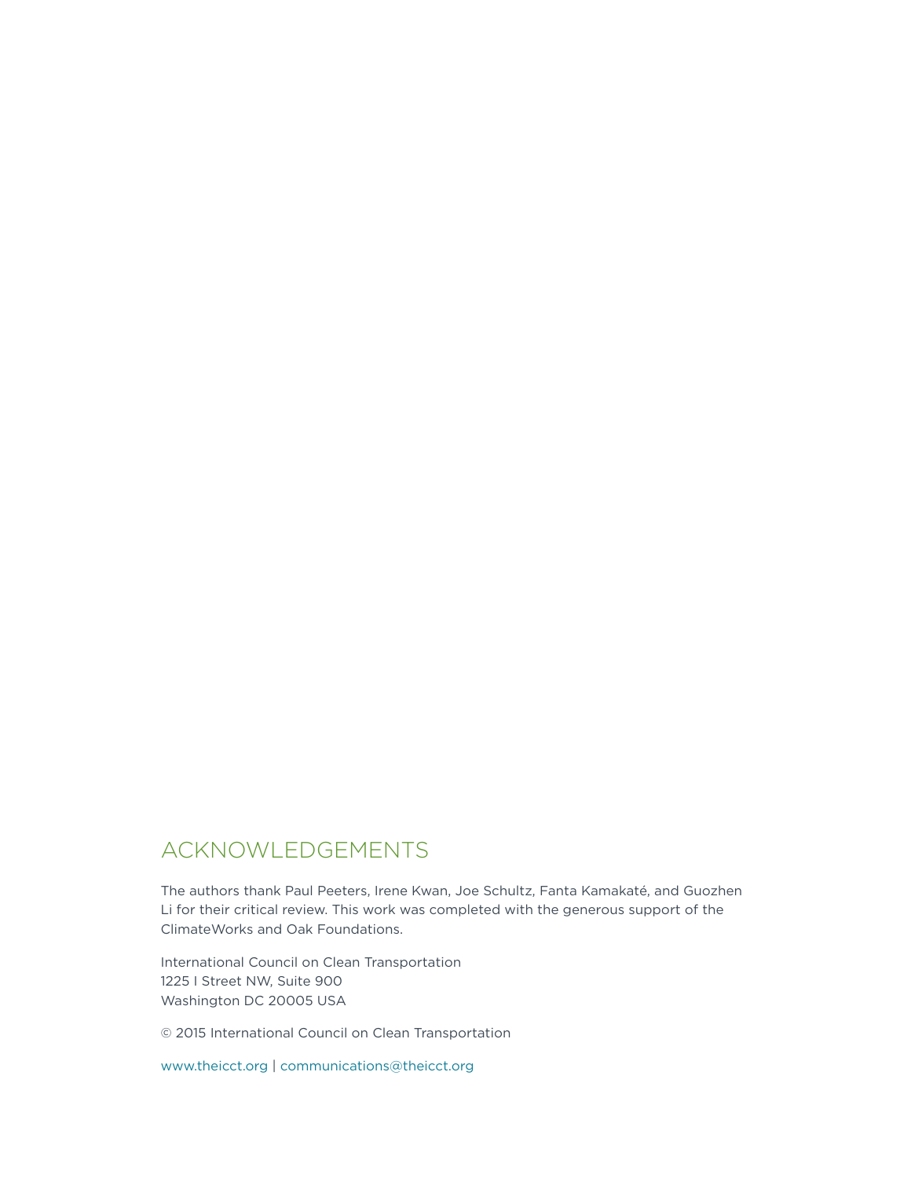## ACKNOWLEDGEMENTS

The authors thank Paul Peeters, Irene Kwan, Joe Schultz, Fanta Kamakaté, and Guozhen Li for their critical review. This work was completed with the generous support of the ClimateWorks and Oak Foundations.

International Council on Clean Transportation
1225 I Street NW, Suite 900
Washington DC 20005 USA

© 2015 International Council on Clean Transportation

www.theicct.org | communications@theicct.org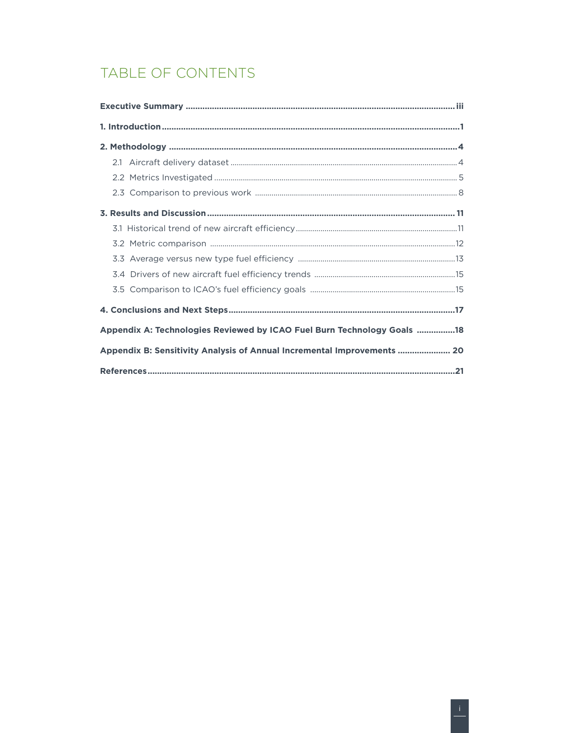# TABLE OF CONTENTS

**Executive Summary** ........ iii

**1. Introduction** ........ 1

**2. Methodology** ........ 4

- 2.1 Aircraft delivery dataset ........ 4
- 2.2 Metrics Investigated ........ 5
- 2.3 Comparison to previous work ........ 8

**3. Results and Discussion** ........ 11

- 3.1 Historical trend of new aircraft efficiency ........ 11
- 3.2 Metric comparison ........ 12
- 3.3 Average versus new type fuel efficiency ........ 13
- 3.4 Drivers of new aircraft fuel efficiency trends ........ 15
- 3.5 Comparison to ICAO's fuel efficiency goals ........ 15

**4. Conclusions and Next Steps** ........ 17

**Appendix A: Technologies Reviewed by ICAO Fuel Burn Technology Goals** ........ 18

**Appendix B: Sensitivity Analysis of Annual Incremental Improvements** ........ 20

**References** ........ 21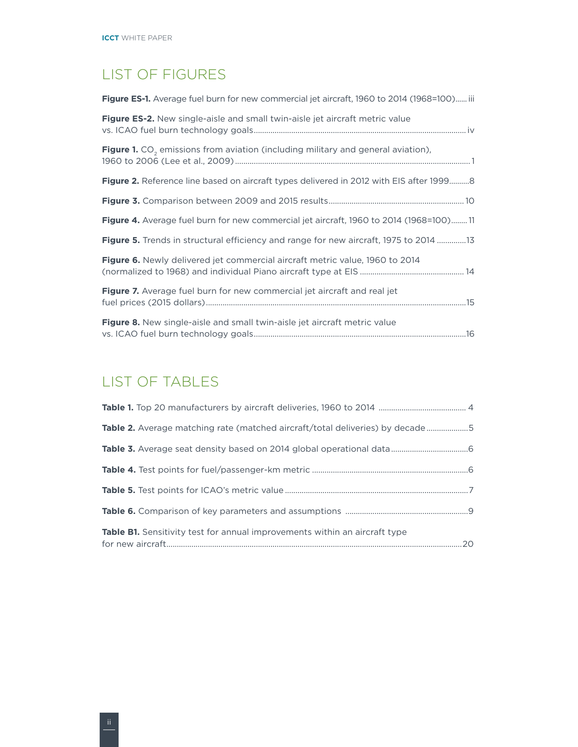# LIST OF FIGURES

**Figure ES-1.** Average fuel burn for new commercial jet aircraft, 1960 to 2014 (1968=100)...... iii

**Figure ES-2.** New single-aisle and small twin-aisle jet aircraft metric value vs. ICAO fuel burn technology goals........................................................................................................ iv

**Figure 1.** $CO_2$ emissions from aviation (including military and general aviation), 1960 to 2006 (Lee et al., 2009)...................................................................................................................... 1

**Figure 2.** Reference line based on aircraft types delivered in 2012 with EIS after 1999..........8

**Figure 3.** Comparison between 2009 and 2015 results................................................................. 10

**Figure 4.** Average fuel burn for new commercial jet aircraft, 1960 to 2014 (1968=100)........ 11

**Figure 5.** Trends in structural efficiency and range for new aircraft, 1975 to 2014 ..............13

**Figure 6.** Newly delivered jet commercial aircraft metric value, 1960 to 2014 (normalized to 1968) and individual Piano aircraft type at EIS ................................................. 14

**Figure 7.** Average fuel burn for new commercial jet aircraft and real jet fuel prices (2015 dollars)...............................................................................................................................15

**Figure 8.** New single-aisle and small twin-aisle jet aircraft metric value vs. ICAO fuel burn technology goals.......................................................................................................16

# LIST OF TABLES

**Table 1.** Top 20 manufacturers by aircraft deliveries, 1960 to 2014 .......................................... 4

**Table 2.** Average matching rate (matched aircraft/total deliveries) by decade....................5

**Table 3.** Average seat density based on 2014 global operational data.....................................6

**Table 4.** Test points for fuel/passenger-km metric ...........................................................................6

**Table 5.** Test points for ICAO's metric value ........................................................................................7

**Table 6.** Comparison of key parameters and assumptions ...........................................................9

**Table B1.** Sensitivity test for annual improvements within an aircraft type for new aircraft..............................................................................................................................................20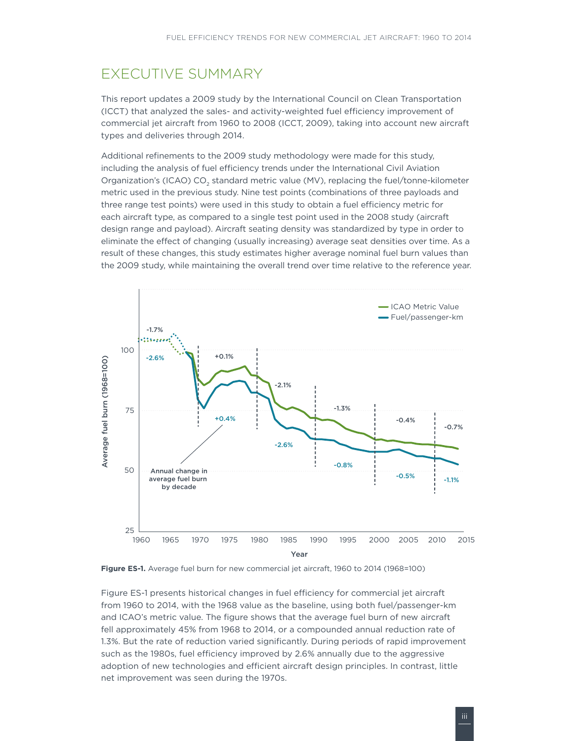# EXECUTIVE SUMMARY

This report updates a 2009 study by the International Council on Clean Transportation (ICCT) that analyzed the sales- and activity-weighted fuel efficiency improvement of commercial jet aircraft from 1960 to 2008 (ICCT, 2009), taking into account new aircraft types and deliveries through 2014.

Additional refinements to the 2009 study methodology were made for this study, including the analysis of fuel efficiency trends under the International Civil Aviation Organization's (ICAO) $CO_2$ standard metric value (MV), replacing the fuel/tonne-kilometer metric used in the previous study. Nine test points (combinations of three payloads and three range test points) were used in this study to obtain a fuel efficiency metric for each aircraft type, as compared to a single test point used in the 2008 study (aircraft design range and payload). Aircraft seating density was standardized by type in order to eliminate the effect of changing (usually increasing) average seat densities over time. As a result of these changes, this study estimates higher average nominal fuel burn values than the 2009 study, while maintaining the overall trend over time relative to the reference year.

**Figure ES-1.** Average fuel burn for new commercial jet aircraft, 1960 to 2014 (1968=100)

Figure ES-1 presents historical changes in fuel efficiency for commercial jet aircraft from 1960 to 2014, with the 1968 value as the baseline, using both fuel/passenger-km and ICAO's metric value. The figure shows that the average fuel burn of new aircraft fell approximately 45% from 1968 to 2014, or a compounded annual reduction rate of 1.3%. But the rate of reduction varied significantly. During periods of rapid improvement such as the 1980s, fuel efficiency improved by 2.6% annually due to the aggressive adoption of new technologies and efficient aircraft design principles. In contrast, little net improvement was seen during the 1970s.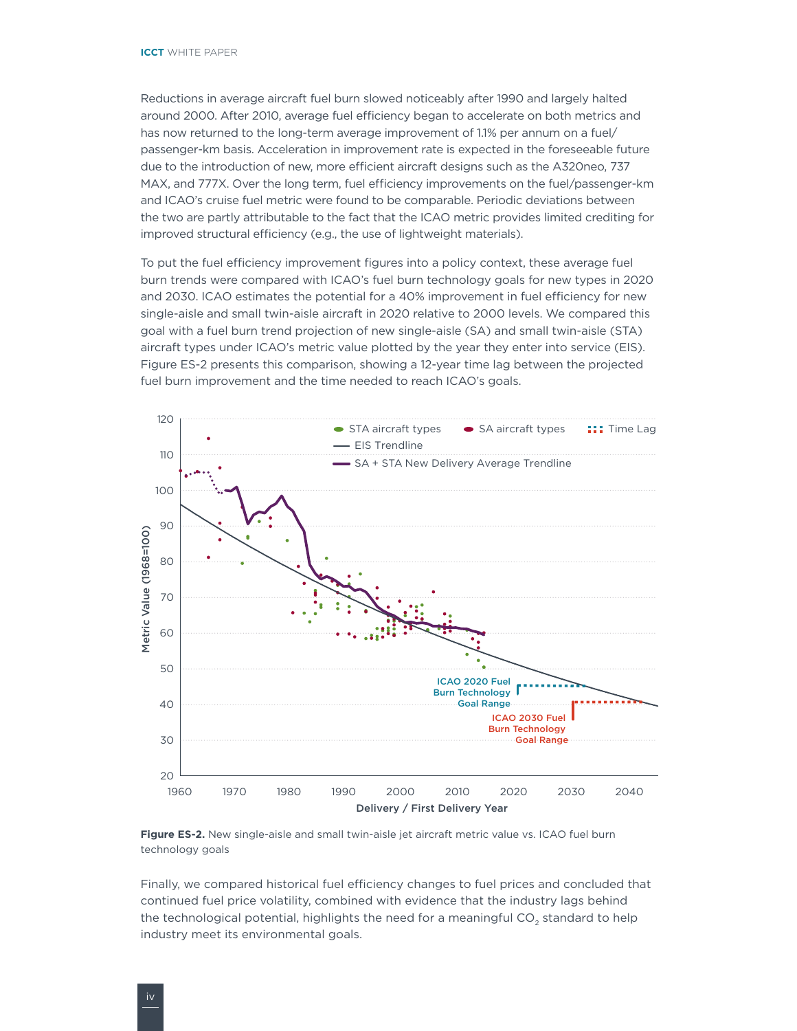Reductions in average aircraft fuel burn slowed noticeably after 1990 and largely halted around 2000. After 2010, average fuel efficiency began to accelerate on both metrics and has now returned to the long-term average improvement of 1.1% per annum on a fuel/passenger-km basis. Acceleration in improvement rate is expected in the foreseeable future due to the introduction of new, more efficient aircraft designs such as the A320neo, 737 MAX, and 777X. Over the long term, fuel efficiency improvements on the fuel/passenger-km and ICAO's cruise fuel metric were found to be comparable. Periodic deviations between the two are partly attributable to the fact that the ICAO metric provides limited crediting for improved structural efficiency (e.g., the use of lightweight materials).

To put the fuel efficiency improvement figures into a policy context, these average fuel burn trends were compared with ICAO's fuel burn technology goals for new types in 2020 and 2030. ICAO estimates the potential for a 40% improvement in fuel efficiency for new single-aisle and small twin-aisle aircraft in 2020 relative to 2000 levels. We compared this goal with a fuel burn trend projection of new single-aisle (SA) and small twin-aisle (STA) aircraft types under ICAO's metric value plotted by the year they enter into service (EIS). Figure ES-2 presents this comparison, showing a 12-year time lag between the projected fuel burn improvement and the time needed to reach ICAO's goals.

**Figure ES-2.** New single-aisle and small twin-aisle jet aircraft metric value vs. ICAO fuel burn technology goals

Finally, we compared historical fuel efficiency changes to fuel prices and concluded that continued fuel price volatility, combined with evidence that the industry lags behind the technological potential, highlights the need for a meaningful $CO_2$ standard to help industry meet its environmental goals.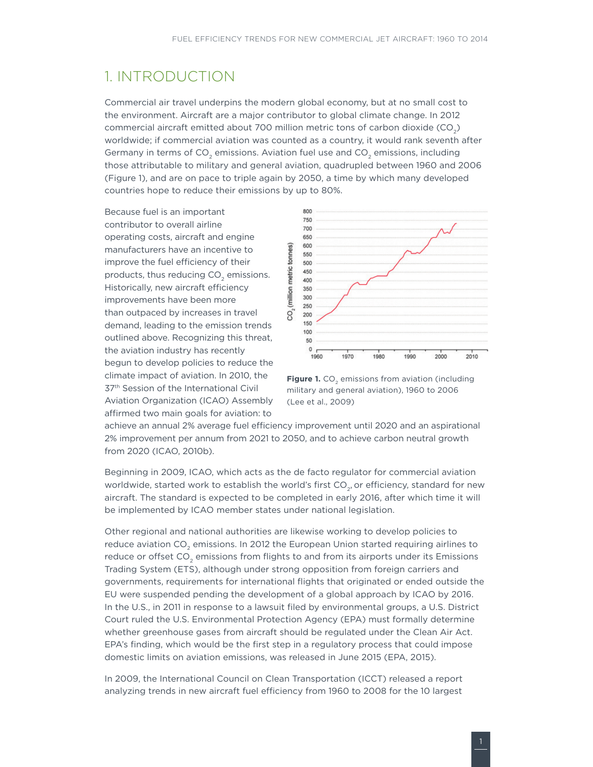# 1. INTRODUCTION

Commercial air travel underpins the modern global economy, but at no small cost to the environment. Aircraft are a major contributor to global climate change. In 2012 commercial aircraft emitted about 700 million metric tons of carbon dioxide ($CO_2$) worldwide; if commercial aviation was counted as a country, it would rank seventh after Germany in terms of $CO_2$ emissions. Aviation fuel use and $CO_2$ emissions, including those attributable to military and general aviation, quadrupled between 1960 and 2006 (Figure 1), and are on pace to triple again by 2050, a time by which many developed countries hope to reduce their emissions by up to 80%.

Because fuel is an important contributor to overall airline operating costs, aircraft and engine manufacturers have an incentive to improve the fuel efficiency of their products, thus reducing $CO_2$ emissions. Historically, new aircraft efficiency improvements have been more than outpaced by increases in travel demand, leading to the emission trends outlined above. Recognizing this threat, the aviation industry has recently begun to develop policies to reduce the climate impact of aviation. In 2010, the 37th Session of the International Civil Aviation Organization (ICAO) Assembly affirmed two main goals for aviation: to achieve an annual 2% average fuel efficiency improvement until 2020 and an aspirational 2% improvement per annum from 2021 to 2050, and to achieve carbon neutral growth from 2020 (ICAO, 2010b).

**Figure 1.** $CO_2$ emissions from aviation (including military and general aviation), 1960 to 2006 (Lee et al., 2009)

Beginning in 2009, ICAO, which acts as the de facto regulator for commercial aviation worldwide, started work to establish the world's first $CO_2$, or efficiency, standard for new aircraft. The standard is expected to be completed in early 2016, after which time it will be implemented by ICAO member states under national legislation.

Other regional and national authorities are likewise working to develop policies to reduce aviation $CO_2$ emissions. In 2012 the European Union started requiring airlines to reduce or offset $CO_2$ emissions from flights to and from its airports under its Emissions Trading System (ETS), although under strong opposition from foreign carriers and governments, requirements for international flights that originated or ended outside the EU were suspended pending the development of a global approach by ICAO by 2016. In the U.S., in 2011 in response to a lawsuit filed by environmental groups, a U.S. District Court ruled the U.S. Environmental Protection Agency (EPA) must formally determine whether greenhouse gases from aircraft should be regulated under the Clean Air Act. EPA's finding, which would be the first step in a regulatory process that could impose domestic limits on aviation emissions, was released in June 2015 (EPA, 2015).

In 2009, the International Council on Clean Transportation (ICCT) released a report analyzing trends in new aircraft fuel efficiency from 1960 to 2008 for the 10 largest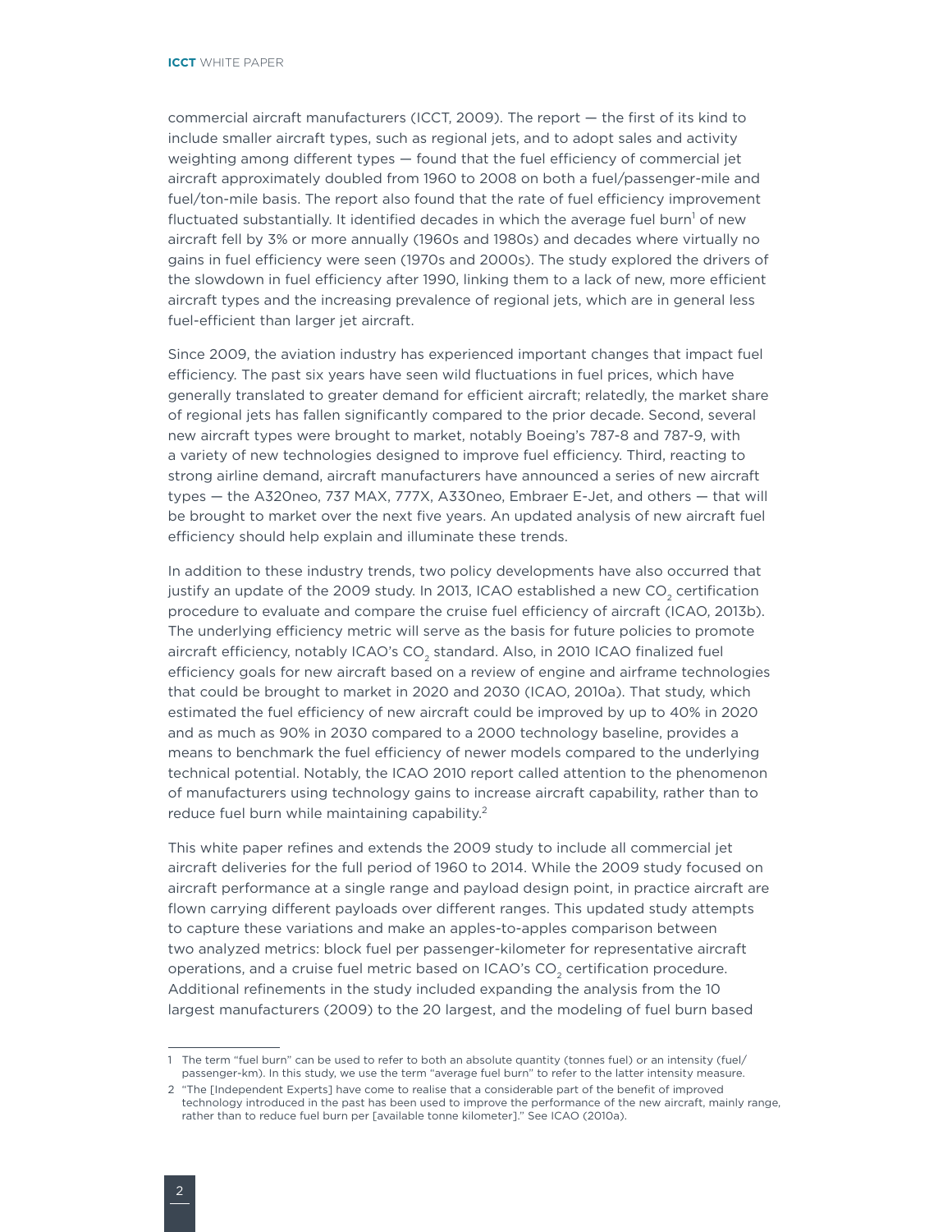commercial aircraft manufacturers (ICCT, 2009). The report — the first of its kind to include smaller aircraft types, such as regional jets, and to adopt sales and activity weighting among different types — found that the fuel efficiency of commercial jet aircraft approximately doubled from 1960 to 2008 on both a fuel/passenger-mile and fuel/ton-mile basis. The report also found that the rate of fuel efficiency improvement fluctuated substantially. It identified decades in which the average fuel burn[1] of new aircraft fell by 3% or more annually (1960s and 1980s) and decades where virtually no gains in fuel efficiency were seen (1970s and 2000s). The study explored the drivers of the slowdown in fuel efficiency after 1990, linking them to a lack of new, more efficient aircraft types and the increasing prevalence of regional jets, which are in general less fuel-efficient than larger jet aircraft.

Since 2009, the aviation industry has experienced important changes that impact fuel efficiency. The past six years have seen wild fluctuations in fuel prices, which have generally translated to greater demand for efficient aircraft; relatedly, the market share of regional jets has fallen significantly compared to the prior decade. Second, several new aircraft types were brought to market, notably Boeing's 787-8 and 787-9, with a variety of new technologies designed to improve fuel efficiency. Third, reacting to strong airline demand, aircraft manufacturers have announced a series of new aircraft types — the A320neo, 737 MAX, 777X, A330neo, Embraer E-Jet, and others — that will be brought to market over the next five years. An updated analysis of new aircraft fuel efficiency should help explain and illuminate these trends.

In addition to these industry trends, two policy developments have also occurred that justify an update of the 2009 study. In 2013, ICAO established a new $CO_2$ certification procedure to evaluate and compare the cruise fuel efficiency of aircraft (ICAO, 2013b). The underlying efficiency metric will serve as the basis for future policies to promote aircraft efficiency, notably ICAO's $CO_2$ standard. Also, in 2010 ICAO finalized fuel efficiency goals for new aircraft based on a review of engine and airframe technologies that could be brought to market in 2020 and 2030 (ICAO, 2010a). That study, which estimated the fuel efficiency of new aircraft could be improved by up to 40% in 2020 and as much as 90% in 2030 compared to a 2000 technology baseline, provides a means to benchmark the fuel efficiency of newer models compared to the underlying technical potential. Notably, the ICAO 2010 report called attention to the phenomenon of manufacturers using technology gains to increase aircraft capability, rather than to reduce fuel burn while maintaining capability.[2]

This white paper refines and extends the 2009 study to include all commercial jet aircraft deliveries for the full period of 1960 to 2014. While the 2009 study focused on aircraft performance at a single range and payload design point, in practice aircraft are flown carrying different payloads over different ranges. This updated study attempts to capture these variations and make an apples-to-apples comparison between two analyzed metrics: block fuel per passenger-kilometer for representative aircraft operations, and a cruise fuel metric based on ICAO's $CO_2$ certification procedure. Additional refinements in the study included expanding the analysis from the 10 largest manufacturers (2009) to the 20 largest, and the modeling of fuel burn based

---

1 The term "fuel burn" can be used to refer to both an absolute quantity (tonnes fuel) or an intensity (fuel/passenger-km). In this study, we use the term "average fuel burn" to refer to the latter intensity measure.

2 "The [Independent Experts] have come to realise that a considerable part of the benefit of improved technology introduced in the past has been used to improve the performance of the new aircraft, mainly range, rather than to reduce fuel burn per [available tonne kilometer]." See ICAO (2010a).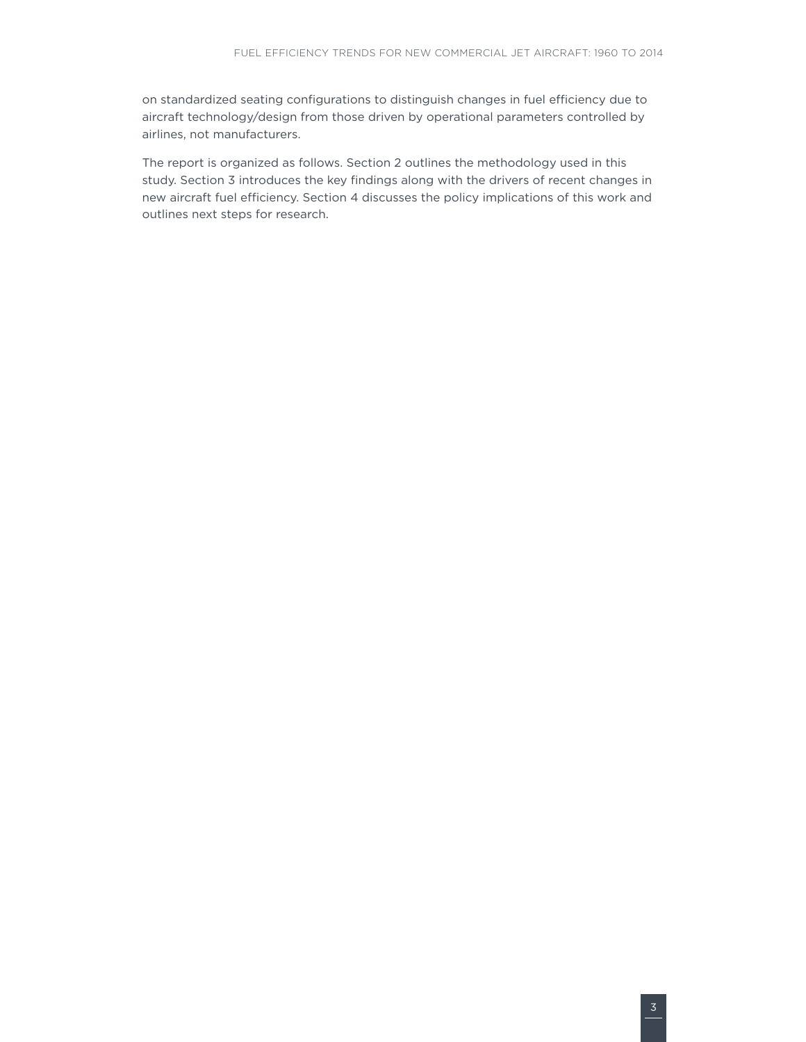on standardized seating configurations to distinguish changes in fuel efficiency due to aircraft technology/design from those driven by operational parameters controlled by airlines, not manufacturers.

The report is organized as follows. Section 2 outlines the methodology used in this study. Section 3 introduces the key findings along with the drivers of recent changes in new aircraft fuel efficiency. Section 4 discusses the policy implications of this work and outlines next steps for research.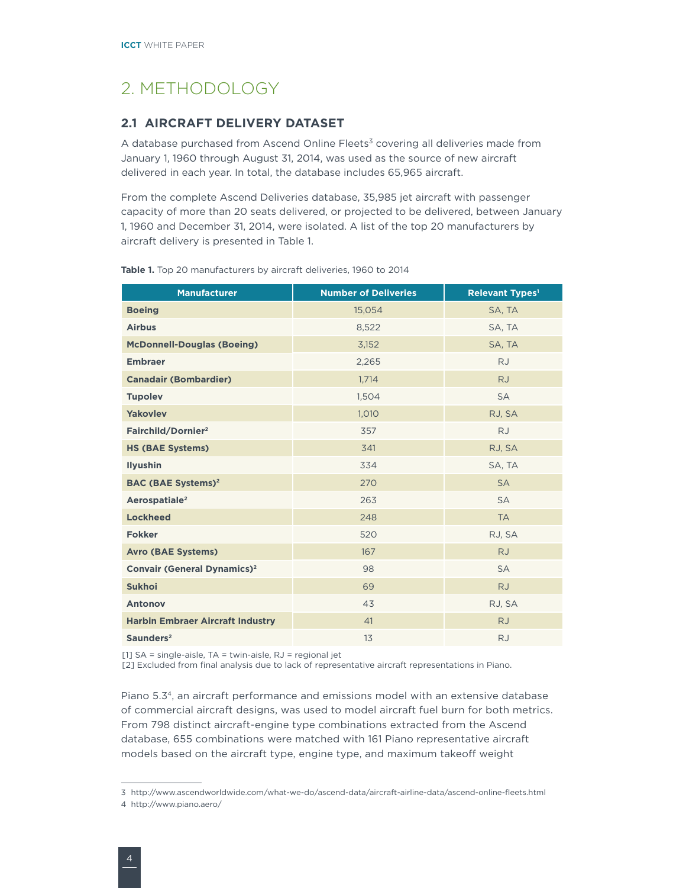# 2. METHODOLOGY

## 2.1 AIRCRAFT DELIVERY DATASET

A database purchased from Ascend Online Fleets[3] covering all deliveries made from January 1, 1960 through August 31, 2014, was used as the source of new aircraft delivered in each year. In total, the database includes 65,965 aircraft.

From the complete Ascend Deliveries database, 35,985 jet aircraft with passenger capacity of more than 20 seats delivered, or projected to be delivered, between January 1, 1960 and December 31, 2014, were isolated. A list of the top 20 manufacturers by aircraft delivery is presented in Table 1.

**Table 1.** Top 20 manufacturers by aircraft deliveries, 1960 to 2014

| Manufacturer | Number of Deliveries | Relevant Types[1] |
|---|---|---|
| **Boeing** | 15,054 | SA, TA |
| **Airbus** | 8,522 | SA, TA |
| **McDonnell-Douglas (Boeing)** | 3,152 | SA, TA |
| **Embraer** | 2,265 | RJ |
| **Canadair (Bombardier)** | 1,714 | RJ |
| **Tupolev** | 1,504 | SA |
| **Yakovlev** | 1,010 | RJ, SA |
| **Fairchild/Dornier[2]** | 357 | RJ |
| **HS (BAE Systems)** | 341 | RJ, SA |
| **Ilyushin** | 334 | SA, TA |
| **BAC (BAE Systems)[2]** | 270 | SA |
| **Aerospatiale[2]** | 263 | SA |
| **Lockheed** | 248 | TA |
| **Fokker** | 520 | RJ, SA |
| **Avro (BAE Systems)** | 167 | RJ |
| **Convair (General Dynamics)[2]** | 98 | SA |
| **Sukhoi** | 69 | RJ |
| **Antonov** | 43 | RJ, SA |
| **Harbin Embraer Aircraft Industry** | 41 | RJ |
| **Saunders[2]** | 13 | RJ |

[1] SA = single-aisle, TA = twin-aisle, RJ = regional jet
[2] Excluded from final analysis due to lack of representative aircraft representations in Piano.

Piano 5.3[4], an aircraft performance and emissions model with an extensive database of commercial aircraft designs, was used to model aircraft fuel burn for both metrics. From 798 distinct aircraft-engine type combinations extracted from the Ascend database, 655 combinations were matched with 161 Piano representative aircraft models based on the aircraft type, engine type, and maximum takeoff weight

3 http://www.ascendworldwide.com/what-we-do/ascend-data/aircraft-airline-data/ascend-online-fleets.html

4 http://www.piano.aero/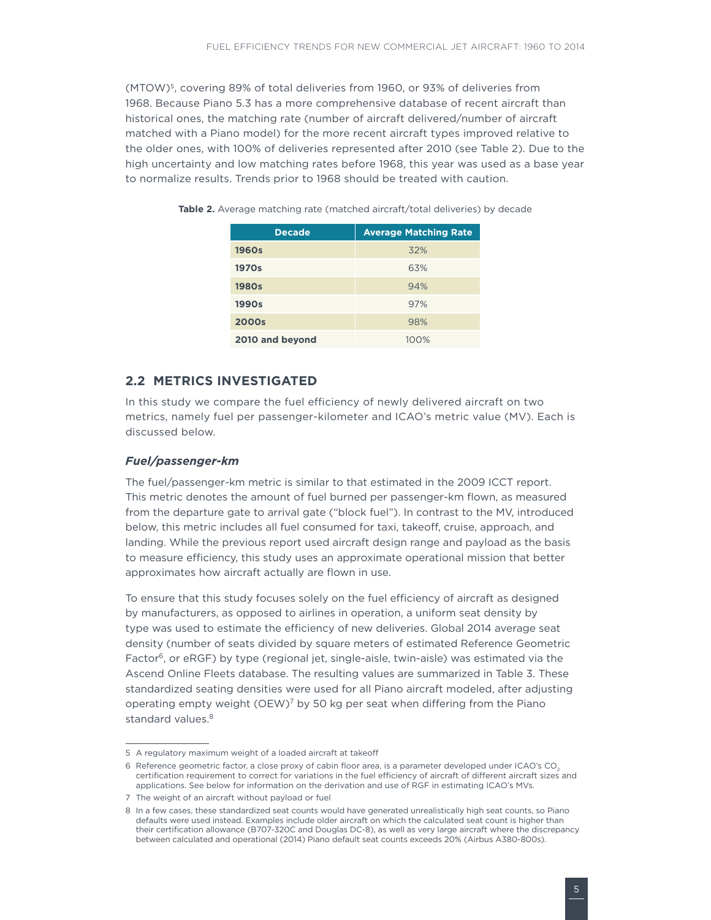(MTOW)[5], covering 89% of total deliveries from 1960, or 93% of deliveries from 1968. Because Piano 5.3 has a more comprehensive database of recent aircraft than historical ones, the matching rate (number of aircraft delivered/number of aircraft matched with a Piano model) for the more recent aircraft types improved relative to the older ones, with 100% of deliveries represented after 2010 (see Table 2). Due to the high uncertainty and low matching rates before 1968, this year was used as a base year to normalize results. Trends prior to 1968 should be treated with caution.

**Table 2.** Average matching rate (matched aircraft/total deliveries) by decade

| Decade | Average Matching Rate |
|---|---|
| **1960s** | 32% |
| **1970s** | 63% |
| **1980s** | 94% |
| **1990s** | 97% |
| **2000s** | 98% |
| **2010 and beyond** | 100% |

## 2.2 METRICS INVESTIGATED

In this study we compare the fuel efficiency of newly delivered aircraft on two metrics, namely fuel per passenger-kilometer and ICAO's metric value (MV). Each is discussed below.

### *Fuel/passenger-km*

The fuel/passenger-km metric is similar to that estimated in the 2009 ICCT report. This metric denotes the amount of fuel burned per passenger-km flown, as measured from the departure gate to arrival gate ("block fuel"). In contrast to the MV, introduced below, this metric includes all fuel consumed for taxi, takeoff, cruise, approach, and landing. While the previous report used aircraft design range and payload as the basis to measure efficiency, this study uses an approximate operational mission that better approximates how aircraft actually are flown in use.

To ensure that this study focuses solely on the fuel efficiency of aircraft as designed by manufacturers, as opposed to airlines in operation, a uniform seat density by type was used to estimate the efficiency of new deliveries. Global 2014 average seat density (number of seats divided by square meters of estimated Reference Geometric Factor[6], or eRGF) by type (regional jet, single-aisle, twin-aisle) was estimated via the Ascend Online Fleets database. The resulting values are summarized in Table 3. These standardized seating densities were used for all Piano aircraft modeled, after adjusting operating empty weight (OEW)[7] by 50 kg per seat when differing from the Piano standard values.[8]

---

5 A regulatory maximum weight of a loaded aircraft at takeoff

6 Reference geometric factor, a close proxy of cabin floor area, is a parameter developed under ICAO's $CO_2$ certification requirement to correct for variations in the fuel efficiency of aircraft of different aircraft sizes and applications. See below for information on the derivation and use of RGF in estimating ICAO's MVs.

7 The weight of an aircraft without payload or fuel

8 In a few cases, these standardized seat counts would have generated unrealistically high seat counts, so Piano defaults were used instead. Examples include older aircraft on which the calculated seat count is higher than their certification allowance (B707-320C and Douglas DC-8), as well as very large aircraft where the discrepancy between calculated and operational (2014) Piano default seat counts exceeds 20% (Airbus A380-800s).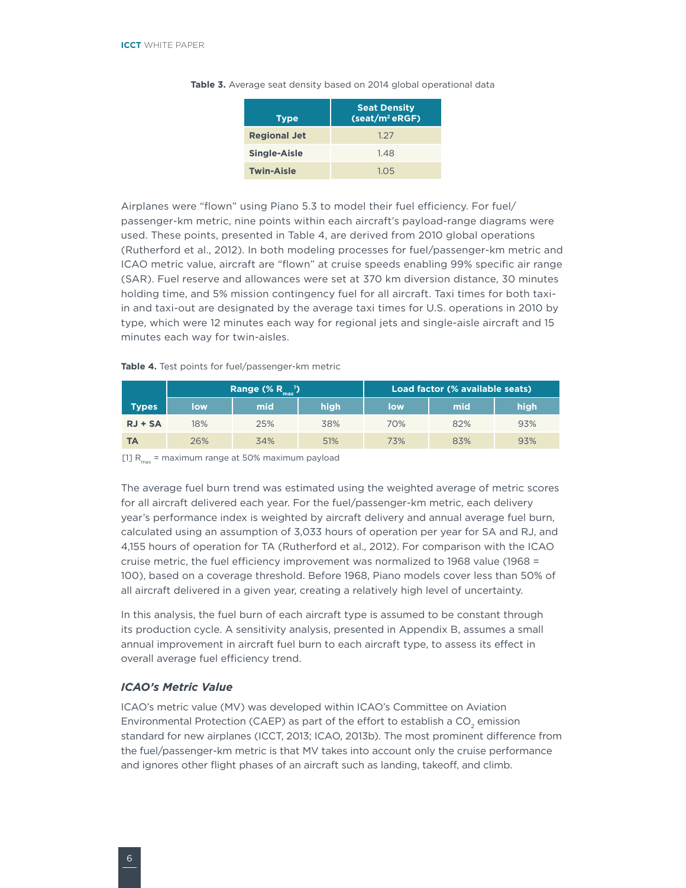**Table 3.** Average seat density based on 2014 global operational data

| Type | Seat Density (seat/$m^2$ eRGF) |
|---|---|
| **Regional Jet** | 1.27 |
| **Single-Aisle** | 1.48 |
| **Twin-Aisle** | 1.05 |

Airplanes were "flown" using Piano 5.3 to model their fuel efficiency. For fuel/passenger-km metric, nine points within each aircraft's payload-range diagrams were used. These points, presented in Table 4, are derived from 2010 global operations (Rutherford et al., 2012). In both modeling processes for fuel/passenger-km metric and ICAO metric value, aircraft are "flown" at cruise speeds enabling 99% specific air range (SAR). Fuel reserve and allowances were set at 370 km diversion distance, 30 minutes holding time, and 5% mission contingency fuel for all aircraft. Taxi times for both taxi-in and taxi-out are designated by the average taxi times for U.S. operations in 2010 by type, which were 12 minutes each way for regional jets and single-aisle aircraft and 15 minutes each way for twin-aisles.

**Table 4.** Test points for fuel/passenger-km metric

| Types | Range (% $R_{max}$[1]) | | | Load factor (% available seats) | | |
|---|---|---|---|---|---|---|
| | low | mid | high | low | mid | high |
| **RJ + SA** | 18% | 25% | 38% | 70% | 82% | 93% |
| **TA** | 26% | 34% | 51% | 73% | 83% | 93% |

[1] $R_{max}$ = maximum range at 50% maximum payload

The average fuel burn trend was estimated using the weighted average of metric scores for all aircraft delivered each year. For the fuel/passenger-km metric, each delivery year's performance index is weighted by aircraft delivery and annual average fuel burn, calculated using an assumption of 3,033 hours of operation per year for SA and RJ, and 4,155 hours of operation for TA (Rutherford et al., 2012). For comparison with the ICAO cruise metric, the fuel efficiency improvement was normalized to 1968 value (1968 = 100), based on a coverage threshold. Before 1968, Piano models cover less than 50% of all aircraft delivered in a given year, creating a relatively high level of uncertainty.

In this analysis, the fuel burn of each aircraft type is assumed to be constant through its production cycle. A sensitivity analysis, presented in Appendix B, assumes a small annual improvement in aircraft fuel burn to each aircraft type, to assess its effect in overall average fuel efficiency trend.

### *ICAO's Metric Value*

ICAO's metric value (MV) was developed within ICAO's Committee on Aviation Environmental Protection (CAEP) as part of the effort to establish a $CO_2$ emission standard for new airplanes (ICCT, 2013; ICAO, 2013b). The most prominent difference from the fuel/passenger-km metric is that MV takes into account only the cruise performance and ignores other flight phases of an aircraft such as landing, takeoff, and climb.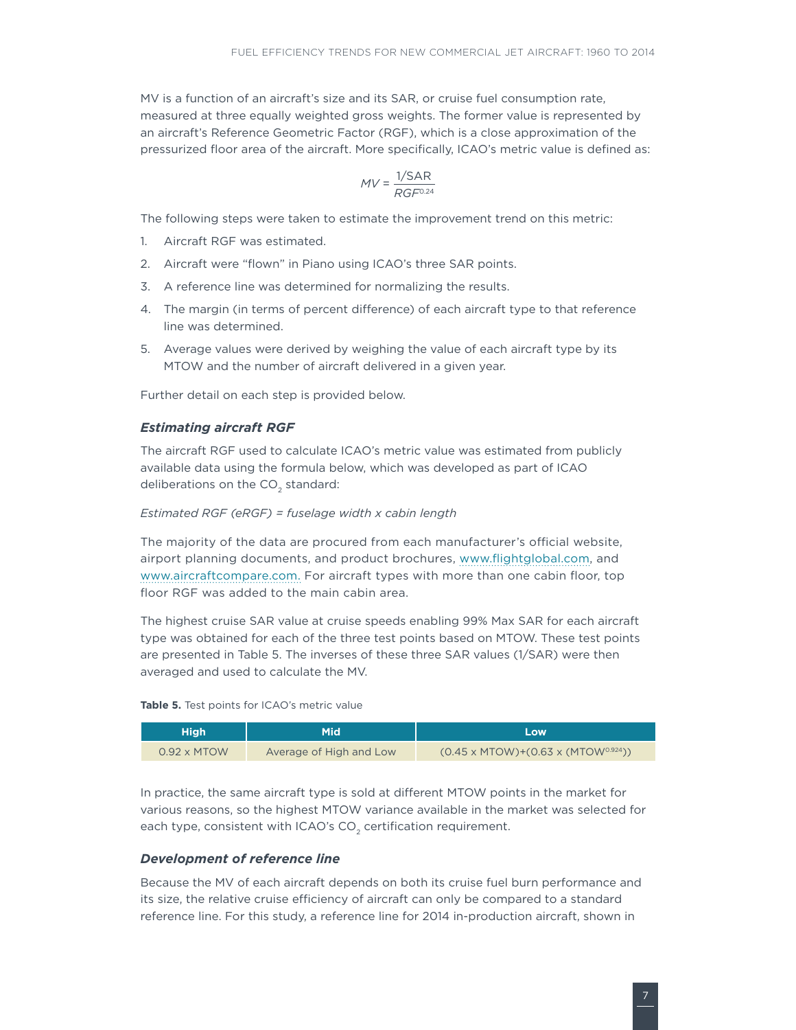MV is a function of an aircraft's size and its SAR, or cruise fuel consumption rate, measured at three equally weighted gross weights. The former value is represented by an aircraft's Reference Geometric Factor (RGF), which is a close approximation of the pressurized floor area of the aircraft. More specifically, ICAO's metric value is defined as:

$$MV = \frac{1/SAR}{RGF^{0.24}}$$

The following steps were taken to estimate the improvement trend on this metric:

1. Aircraft RGF was estimated.
2. Aircraft were "flown" in Piano using ICAO's three SAR points.
3. A reference line was determined for normalizing the results.
4. The margin (in terms of percent difference) of each aircraft type to that reference line was determined.
5. Average values were derived by weighing the value of each aircraft type by its MTOW and the number of aircraft delivered in a given year.

Further detail on each step is provided below.

### *Estimating aircraft RGF*

The aircraft RGF used to calculate ICAO's metric value was estimated from publicly available data using the formula below, which was developed as part of ICAO deliberations on the $CO_2$ standard:

*Estimated RGF (eRGF) = fuselage width x cabin length*

The majority of the data are procured from each manufacturer's official website, airport planning documents, and product brochures, www.flightglobal.com, and www.aircraftcompare.com. For aircraft types with more than one cabin floor, top floor RGF was added to the main cabin area.

The highest cruise SAR value at cruise speeds enabling 99% Max SAR for each aircraft type was obtained for each of the three test points based on MTOW. These test points are presented in Table 5. The inverses of these three SAR values (1/SAR) were then averaged and used to calculate the MV.

**Table 5.** Test points for ICAO's metric value

| High | Mid | Low |
|---|---|---|
| 0.92 x MTOW | Average of High and Low | (0.45 x MTOW)+(0.63 x ($MTOW^{0.924}$)) |

In practice, the same aircraft type is sold at different MTOW points in the market for various reasons, so the highest MTOW variance available in the market was selected for each type, consistent with ICAO's $CO_2$ certification requirement.

### *Development of reference line*

Because the MV of each aircraft depends on both its cruise fuel burn performance and its size, the relative cruise efficiency of aircraft can only be compared to a standard reference line. For this study, a reference line for 2014 in-production aircraft, shown in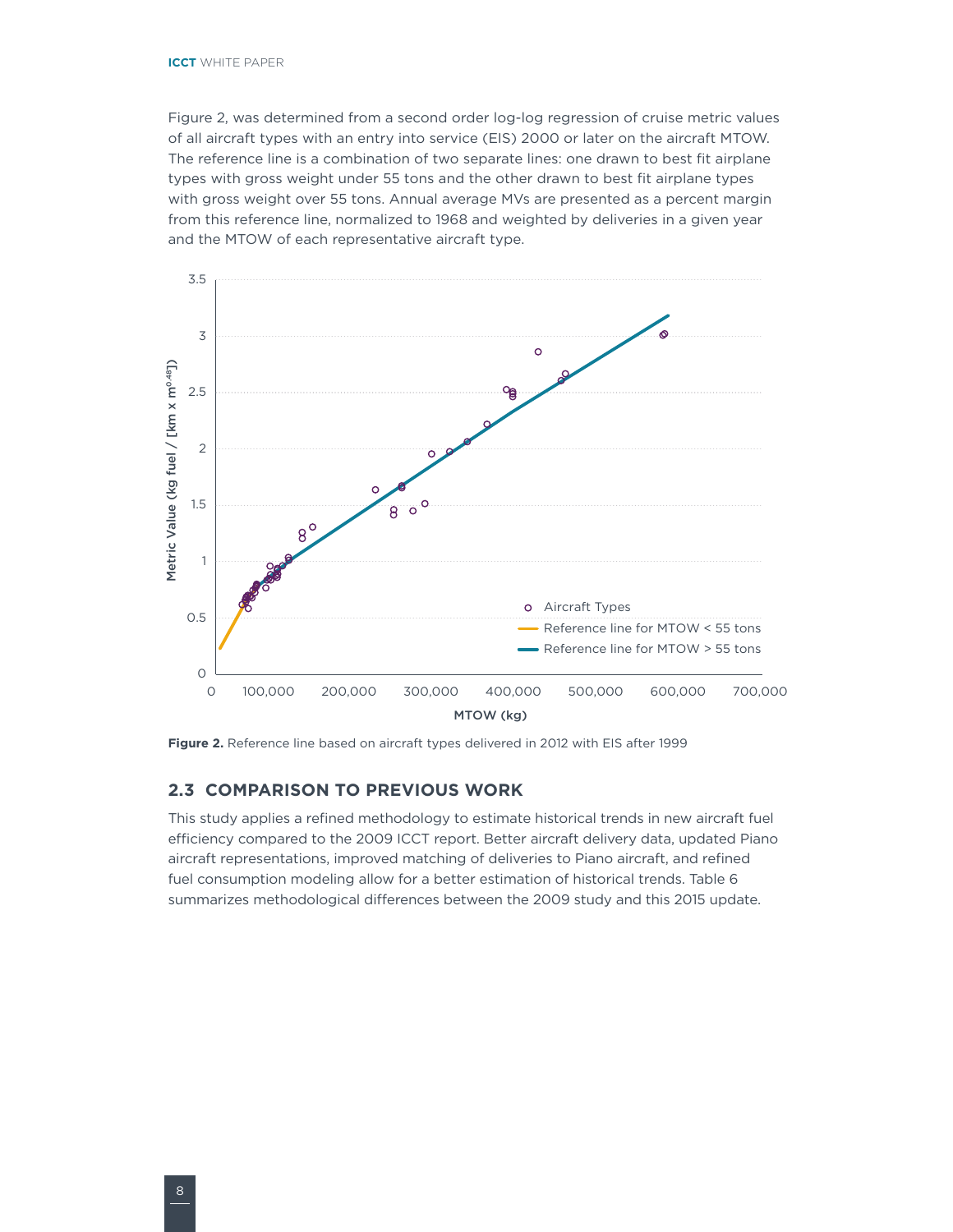Figure 2, was determined from a second order log-log regression of cruise metric values of all aircraft types with an entry into service (EIS) 2000 or later on the aircraft MTOW. The reference line is a combination of two separate lines: one drawn to best fit airplane types with gross weight under 55 tons and the other drawn to best fit airplane types with gross weight over 55 tons. Annual average MVs are presented as a percent margin from this reference line, normalized to 1968 and weighted by deliveries in a given year and the MTOW of each representative aircraft type.

**Figure 2.** Reference line based on aircraft types delivered in 2012 with EIS after 1999

## 2.3 COMPARISON TO PREVIOUS WORK

This study applies a refined methodology to estimate historical trends in new aircraft fuel efficiency compared to the 2009 ICCT report. Better aircraft delivery data, updated Piano aircraft representations, improved matching of deliveries to Piano aircraft, and refined fuel consumption modeling allow for a better estimation of historical trends. Table 6 summarizes methodological differences between the 2009 study and this 2015 update.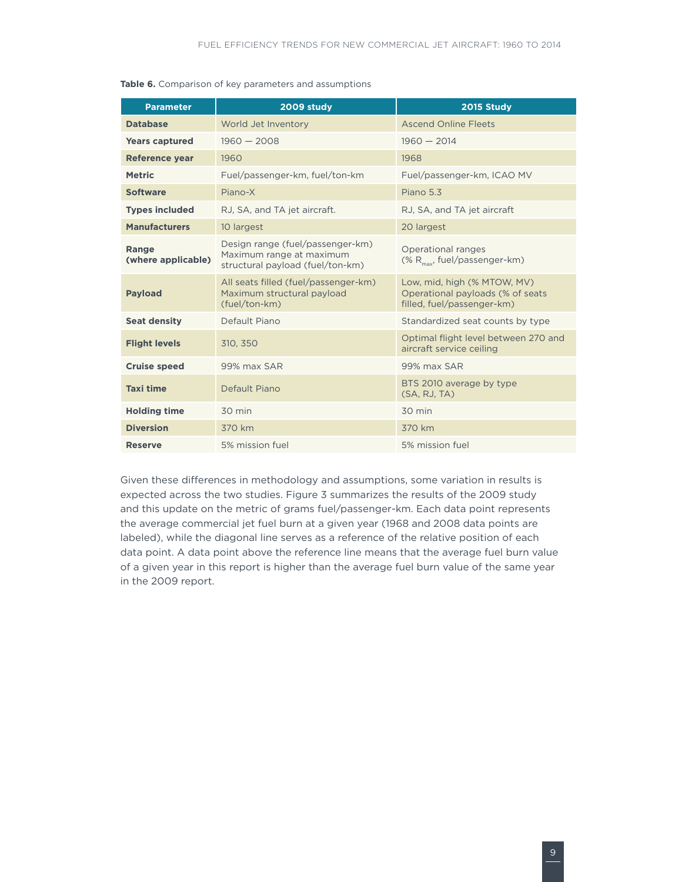**Table 6.** Comparison of key parameters and assumptions

| Parameter | 2009 study | 2015 Study |
| --- | --- | --- |
| **Database** | World Jet Inventory | Ascend Online Fleets |
| **Years captured** | 1960 — 2008 | 1960 — 2014 |
| **Reference year** | 1960 | 1968 |
| **Metric** | Fuel/passenger-km, fuel/ton-km | Fuel/passenger-km, ICAO MV |
| **Software** | Piano-X | Piano 5.3 |
| **Types included** | RJ, SA, and TA jet aircraft. | RJ, SA, and TA jet aircraft |
| **Manufacturers** | 10 largest | 20 largest |
| **Range (where applicable)** | Design range (fuel/passenger-km) Maximum range at maximum structural payload (fuel/ton-km) | Operational ranges (% $R_{max}$, fuel/passenger-km) |
| **Payload** | All seats filled (fuel/passenger-km) Maximum structural payload (fuel/ton-km) | Low, mid, high (% MTOW, MV) Operational payloads (% of seats filled, fuel/passenger-km) |
| **Seat density** | Default Piano | Standardized seat counts by type |
| **Flight levels** | 310, 350 | Optimal flight level between 270 and aircraft service ceiling |
| **Cruise speed** | 99% max SAR | 99% max SAR |
| **Taxi time** | Default Piano | BTS 2010 average by type (SA, RJ, TA) |
| **Holding time** | 30 min | 30 min |
| **Diversion** | 370 km | 370 km |
| **Reserve** | 5% mission fuel | 5% mission fuel |

Given these differences in methodology and assumptions, some variation in results is expected across the two studies. Figure 3 summarizes the results of the 2009 study and this update on the metric of grams fuel/passenger-km. Each data point represents the average commercial jet fuel burn at a given year (1968 and 2008 data points are labeled), while the diagonal line serves as a reference of the relative position of each data point. A data point above the reference line means that the average fuel burn value of a given year in this report is higher than the average fuel burn value of the same year in the 2009 report.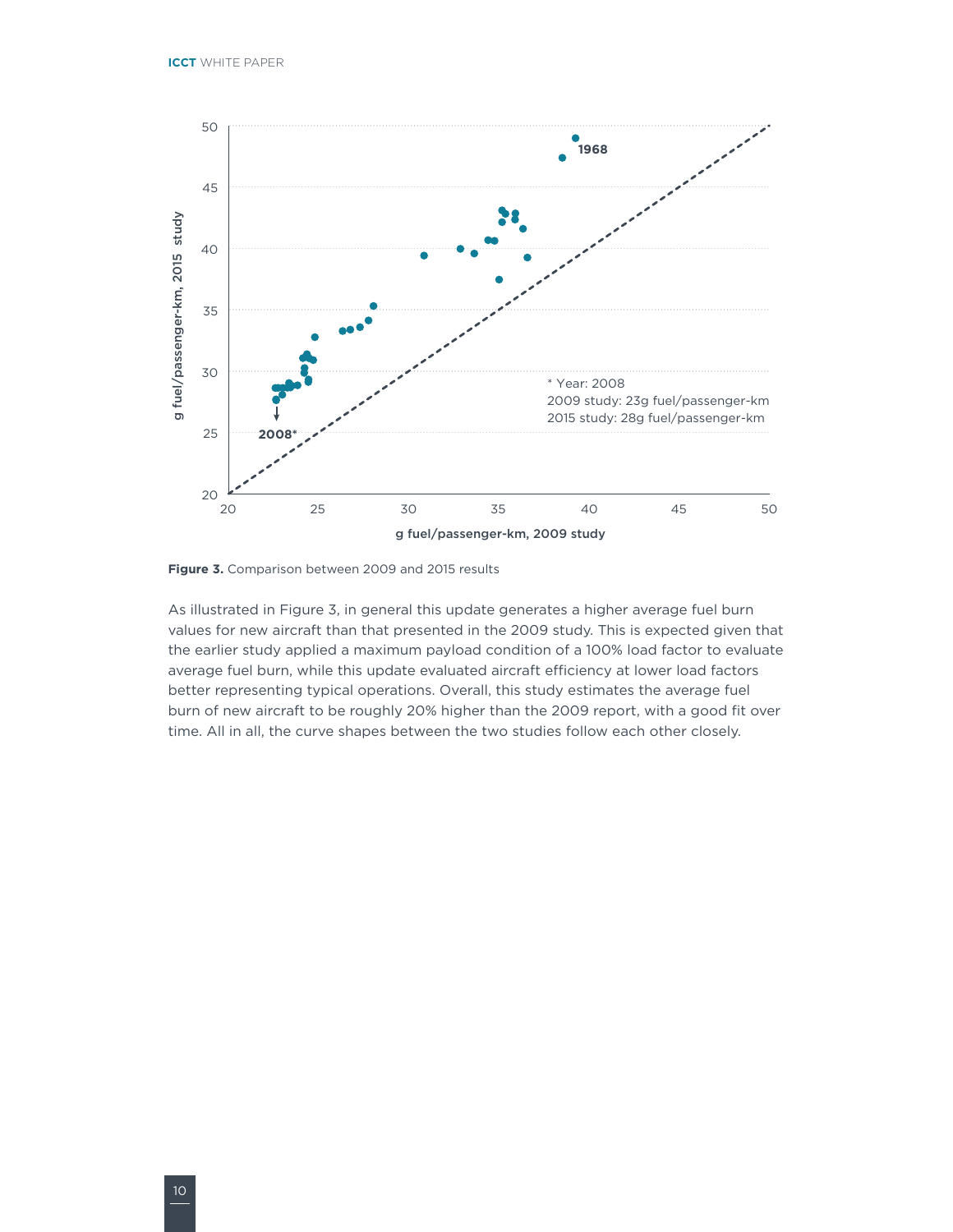Figure 3. Comparison between 2009 and 2015 results

As illustrated in Figure 3, in general this update generates a higher average fuel burn values for new aircraft than that presented in the 2009 study. This is expected given that the earlier study applied a maximum payload condition of a 100% load factor to evaluate average fuel burn, while this update evaluated aircraft efficiency at lower load factors better representing typical operations. Overall, this study estimates the average fuel burn of new aircraft to be roughly 20% higher than the 2009 report, with a good fit over time. All in all, the curve shapes between the two studies follow each other closely.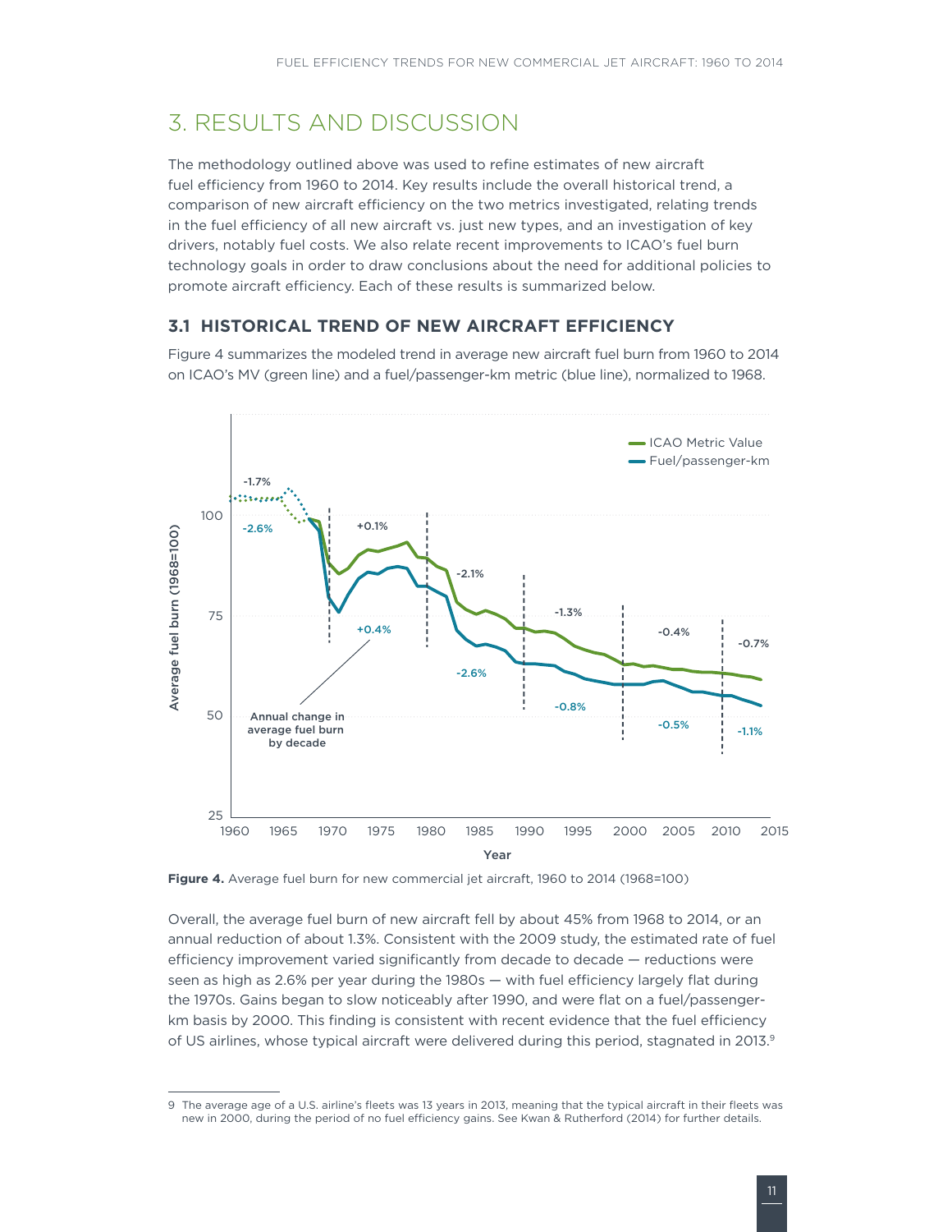# 3. RESULTS AND DISCUSSION

The methodology outlined above was used to refine estimates of new aircraft fuel efficiency from 1960 to 2014. Key results include the overall historical trend, a comparison of new aircraft efficiency on the two metrics investigated, relating trends in the fuel efficiency of all new aircraft vs. just new types, and an investigation of key drivers, notably fuel costs. We also relate recent improvements to ICAO's fuel burn technology goals in order to draw conclusions about the need for additional policies to promote aircraft efficiency. Each of these results is summarized below.

## 3.1 HISTORICAL TREND OF NEW AIRCRAFT EFFICIENCY

Figure 4 summarizes the modeled trend in average new aircraft fuel burn from 1960 to 2014 on ICAO's MV (green line) and a fuel/passenger-km metric (blue line), normalized to 1968.

**Figure 4.** Average fuel burn for new commercial jet aircraft, 1960 to 2014 (1968=100)

Overall, the average fuel burn of new aircraft fell by about 45% from 1968 to 2014, or an annual reduction of about 1.3%. Consistent with the 2009 study, the estimated rate of fuel efficiency improvement varied significantly from decade to decade — reductions were seen as high as 2.6% per year during the 1980s — with fuel efficiency largely flat during the 1970s. Gains began to slow noticeably after 1990, and were flat on a fuel/passenger-km basis by 2000. This finding is consistent with recent evidence that the fuel efficiency of US airlines, whose typical aircraft were delivered during this period, stagnated in 2013.[9]

---

9 The average age of a U.S. airline's fleets was 13 years in 2013, meaning that the typical aircraft in their fleets was new in 2000, during the period of no fuel efficiency gains. See Kwan & Rutherford (2014) for further details.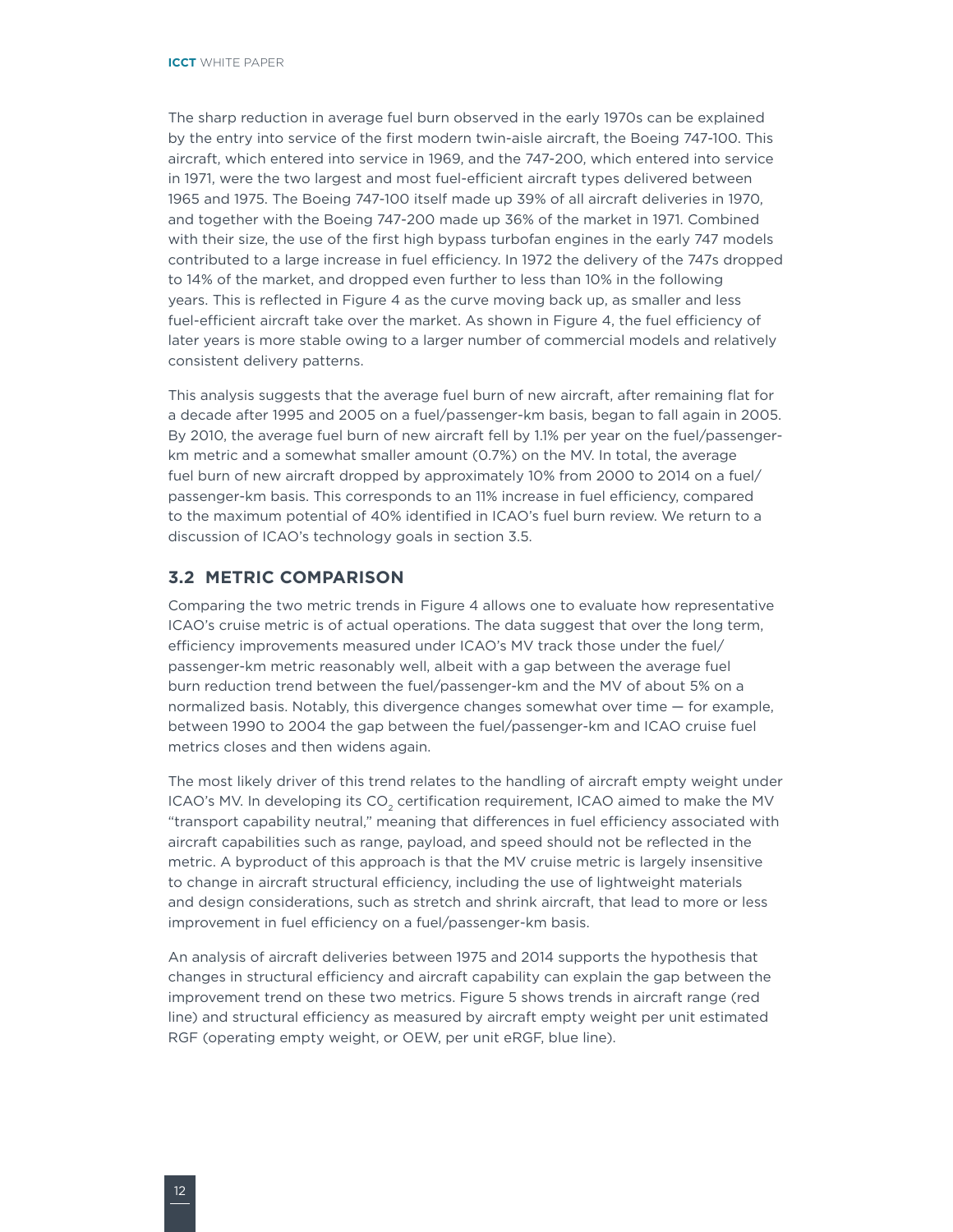The sharp reduction in average fuel burn observed in the early 1970s can be explained by the entry into service of the first modern twin-aisle aircraft, the Boeing 747-100. This aircraft, which entered into service in 1969, and the 747-200, which entered into service in 1971, were the two largest and most fuel-efficient aircraft types delivered between 1965 and 1975. The Boeing 747-100 itself made up 39% of all aircraft deliveries in 1970, and together with the Boeing 747-200 made up 36% of the market in 1971. Combined with their size, the use of the first high bypass turbofan engines in the early 747 models contributed to a large increase in fuel efficiency. In 1972 the delivery of the 747s dropped to 14% of the market, and dropped even further to less than 10% in the following years. This is reflected in Figure 4 as the curve moving back up, as smaller and less fuel-efficient aircraft take over the market. As shown in Figure 4, the fuel efficiency of later years is more stable owing to a larger number of commercial models and relatively consistent delivery patterns.

This analysis suggests that the average fuel burn of new aircraft, after remaining flat for a decade after 1995 and 2005 on a fuel/passenger-km basis, began to fall again in 2005. By 2010, the average fuel burn of new aircraft fell by 1.1% per year on the fuel/passenger-km metric and a somewhat smaller amount (0.7%) on the MV. In total, the average fuel burn of new aircraft dropped by approximately 10% from 2000 to 2014 on a fuel/passenger-km basis. This corresponds to an 11% increase in fuel efficiency, compared to the maximum potential of 40% identified in ICAO's fuel burn review. We return to a discussion of ICAO's technology goals in section 3.5.

## 3.2 METRIC COMPARISON

Comparing the two metric trends in Figure 4 allows one to evaluate how representative ICAO's cruise metric is of actual operations. The data suggest that over the long term, efficiency improvements measured under ICAO's MV track those under the fuel/passenger-km metric reasonably well, albeit with a gap between the average fuel burn reduction trend between the fuel/passenger-km and the MV of about 5% on a normalized basis. Notably, this divergence changes somewhat over time — for example, between 1990 to 2004 the gap between the fuel/passenger-km and ICAO cruise fuel metrics closes and then widens again.

The most likely driver of this trend relates to the handling of aircraft empty weight under ICAO's MV. In developing its $CO_2$ certification requirement, ICAO aimed to make the MV "transport capability neutral," meaning that differences in fuel efficiency associated with aircraft capabilities such as range, payload, and speed should not be reflected in the metric. A byproduct of this approach is that the MV cruise metric is largely insensitive to change in aircraft structural efficiency, including the use of lightweight materials and design considerations, such as stretch and shrink aircraft, that lead to more or less improvement in fuel efficiency on a fuel/passenger-km basis.

An analysis of aircraft deliveries between 1975 and 2014 supports the hypothesis that changes in structural efficiency and aircraft capability can explain the gap between the improvement trend on these two metrics. Figure 5 shows trends in aircraft range (red line) and structural efficiency as measured by aircraft empty weight per unit estimated RGF (operating empty weight, or OEW, per unit eRGF, blue line).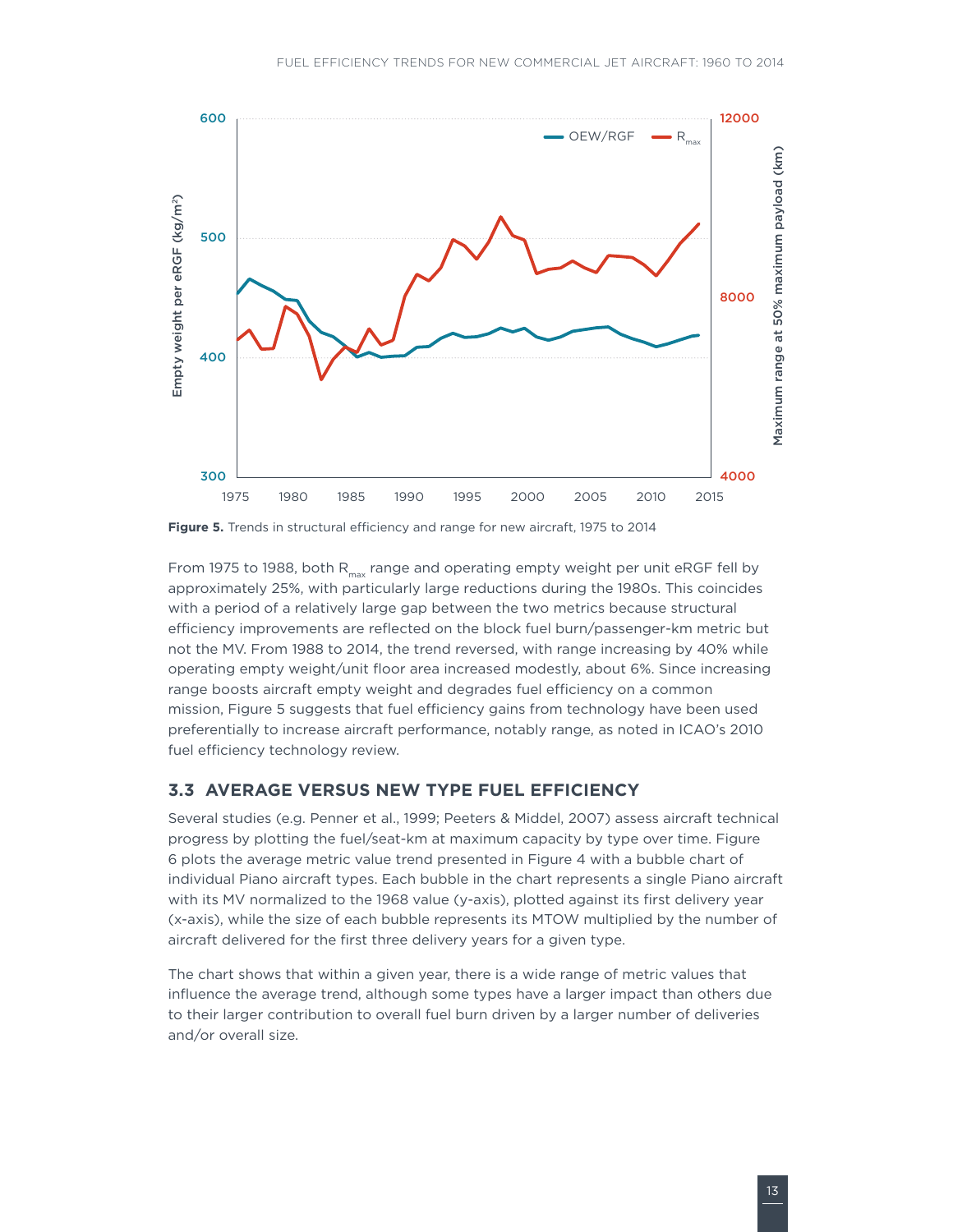**Figure 5.** Trends in structural efficiency and range for new aircraft, 1975 to 2014

From 1975 to 1988, both $R_{max}$ range and operating empty weight per unit eRGF fell by approximately 25%, with particularly large reductions during the 1980s. This coincides with a period of a relatively large gap between the two metrics because structural efficiency improvements are reflected on the block fuel burn/passenger-km metric but not the MV. From 1988 to 2014, the trend reversed, with range increasing by 40% while operating empty weight/unit floor area increased modestly, about 6%. Since increasing range boosts aircraft empty weight and degrades fuel efficiency on a common mission, Figure 5 suggests that fuel efficiency gains from technology have been used preferentially to increase aircraft performance, notably range, as noted in ICAO's 2010 fuel efficiency technology review.

## 3.3 AVERAGE VERSUS NEW TYPE FUEL EFFICIENCY

Several studies (e.g. Penner et al., 1999; Peeters & Middel, 2007) assess aircraft technical progress by plotting the fuel/seat-km at maximum capacity by type over time. Figure 6 plots the average metric value trend presented in Figure 4 with a bubble chart of individual Piano aircraft types. Each bubble in the chart represents a single Piano aircraft with its MV normalized to the 1968 value (y-axis), plotted against its first delivery year (x-axis), while the size of each bubble represents its MTOW multiplied by the number of aircraft delivered for the first three delivery years for a given type.

The chart shows that within a given year, there is a wide range of metric values that influence the average trend, although some types have a larger impact than others due to their larger contribution to overall fuel burn driven by a larger number of deliveries and/or overall size.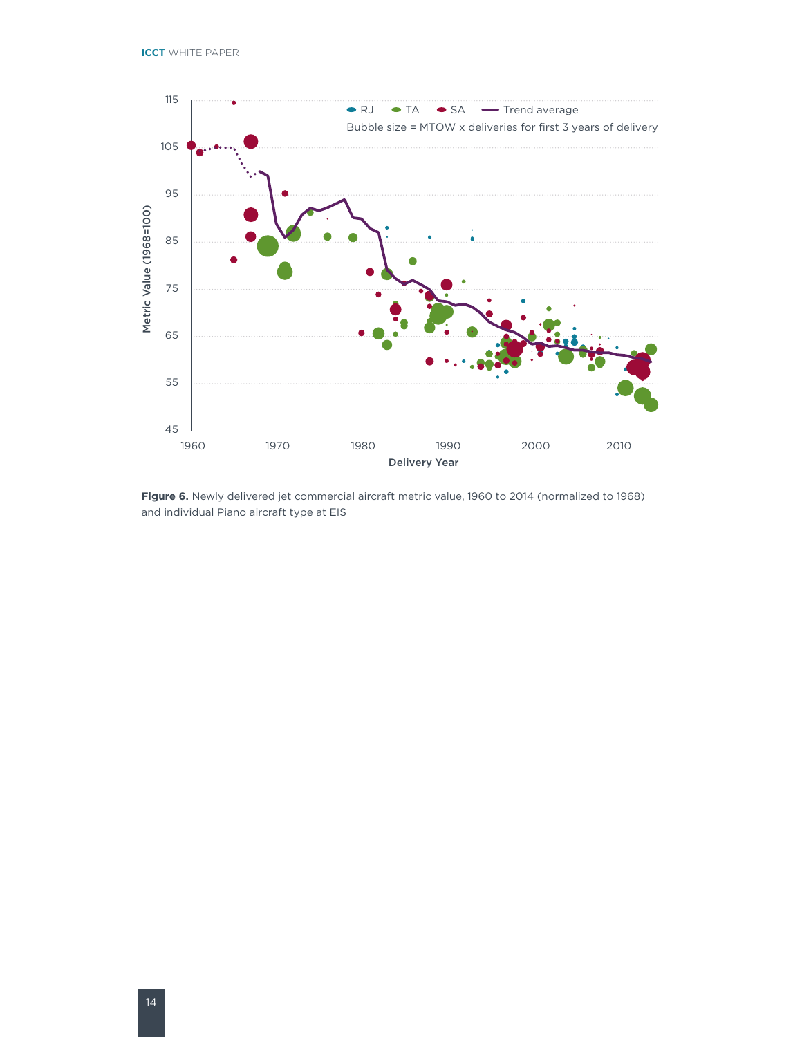**Figure 6.** Newly delivered jet commercial aircraft metric value, 1960 to 2014 (normalized to 1968) and individual Piano aircraft type at EIS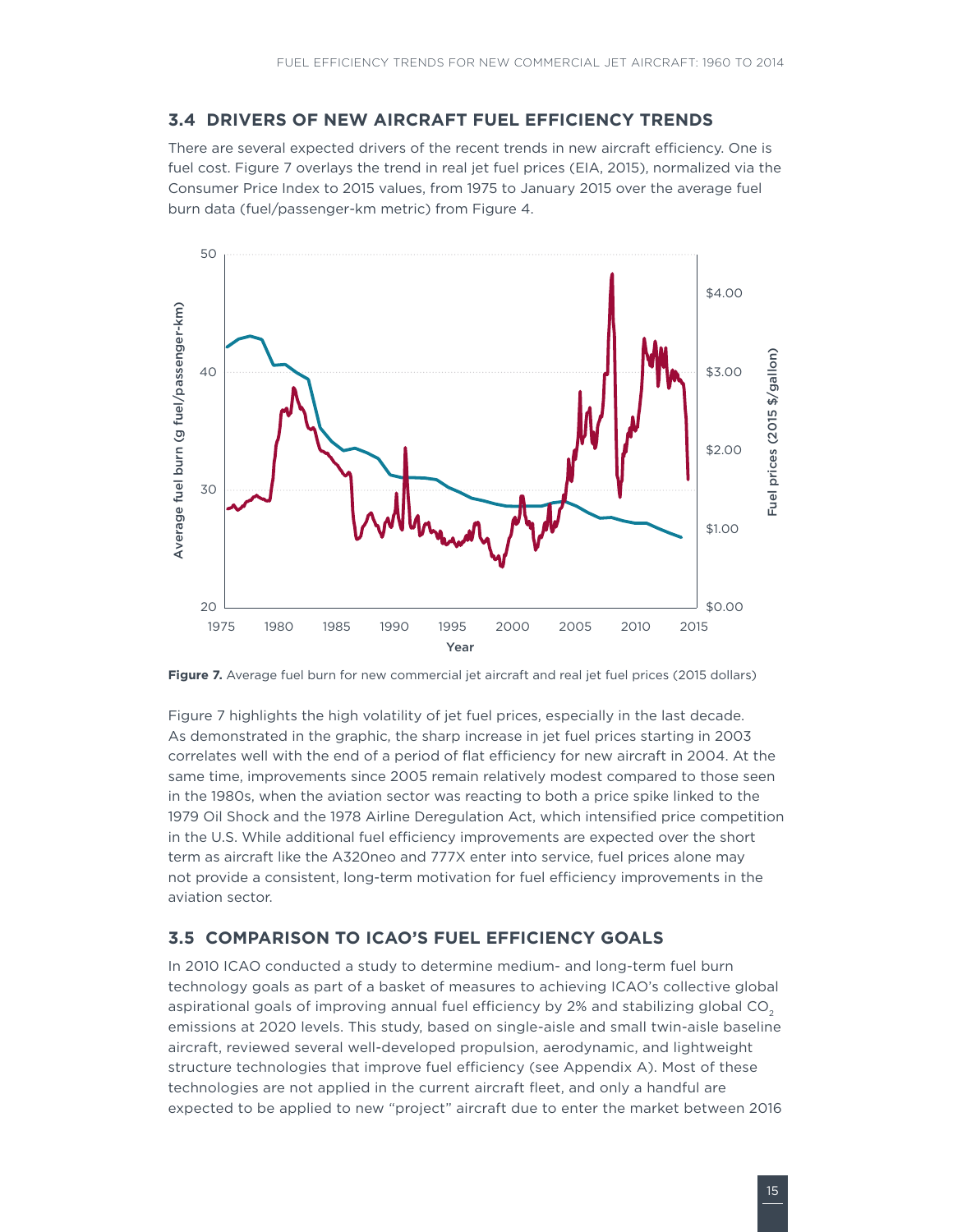### 3.4 DRIVERS OF NEW AIRCRAFT FUEL EFFICIENCY TRENDS

There are several expected drivers of the recent trends in new aircraft efficiency. One is fuel cost. Figure 7 overlays the trend in real jet fuel prices (EIA, 2015), normalized via the Consumer Price Index to 2015 values, from 1975 to January 2015 over the average fuel burn data (fuel/passenger-km metric) from Figure 4.

**Figure 7.** Average fuel burn for new commercial jet aircraft and real jet fuel prices (2015 dollars)

Figure 7 highlights the high volatility of jet fuel prices, especially in the last decade. As demonstrated in the graphic, the sharp increase in jet fuel prices starting in 2003 correlates well with the end of a period of flat efficiency for new aircraft in 2004. At the same time, improvements since 2005 remain relatively modest compared to those seen in the 1980s, when the aviation sector was reacting to both a price spike linked to the 1979 Oil Shock and the 1978 Airline Deregulation Act, which intensified price competition in the U.S. While additional fuel efficiency improvements are expected over the short term as aircraft like the A320neo and 777X enter into service, fuel prices alone may not provide a consistent, long-term motivation for fuel efficiency improvements in the aviation sector.

### 3.5 COMPARISON TO ICAO'S FUEL EFFICIENCY GOALS

In 2010 ICAO conducted a study to determine medium- and long-term fuel burn technology goals as part of a basket of measures to achieving ICAO's collective global aspirational goals of improving annual fuel efficiency by 2% and stabilizing global $CO_2$ emissions at 2020 levels. This study, based on single-aisle and small twin-aisle baseline aircraft, reviewed several well-developed propulsion, aerodynamic, and lightweight structure technologies that improve fuel efficiency (see Appendix A). Most of these technologies are not applied in the current aircraft fleet, and only a handful are expected to be applied to new "project" aircraft due to enter the market between 2016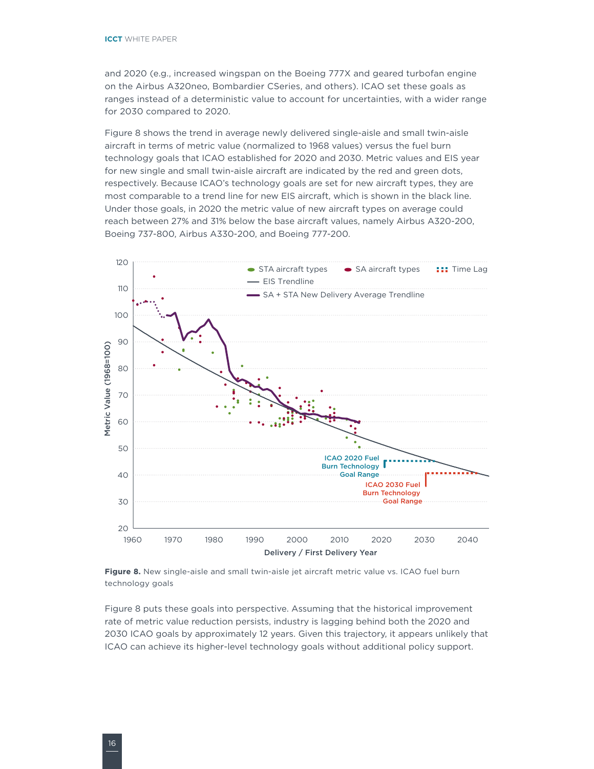and 2020 (e.g., increased wingspan on the Boeing 777X and geared turbofan engine on the Airbus A320neo, Bombardier CSeries, and others). ICAO set these goals as ranges instead of a deterministic value to account for uncertainties, with a wider range for 2030 compared to 2020.

Figure 8 shows the trend in average newly delivered single-aisle and small twin-aisle aircraft in terms of metric value (normalized to 1968 values) versus the fuel burn technology goals that ICAO established for 2020 and 2030. Metric values and EIS year for new single and small twin-aisle aircraft are indicated by the red and green dots, respectively. Because ICAO's technology goals are set for new aircraft types, they are most comparable to a trend line for new EIS aircraft, which is shown in the black line. Under those goals, in 2020 the metric value of new aircraft types on average could reach between 27% and 31% below the base aircraft values, namely Airbus A320-200, Boeing 737-800, Airbus A330-200, and Boeing 777-200.

**Figure 8.** New single-aisle and small twin-aisle jet aircraft metric value vs. ICAO fuel burn technology goals

Figure 8 puts these goals into perspective. Assuming that the historical improvement rate of metric value reduction persists, industry is lagging behind both the 2020 and 2030 ICAO goals by approximately 12 years. Given this trajectory, it appears unlikely that ICAO can achieve its higher-level technology goals without additional policy support.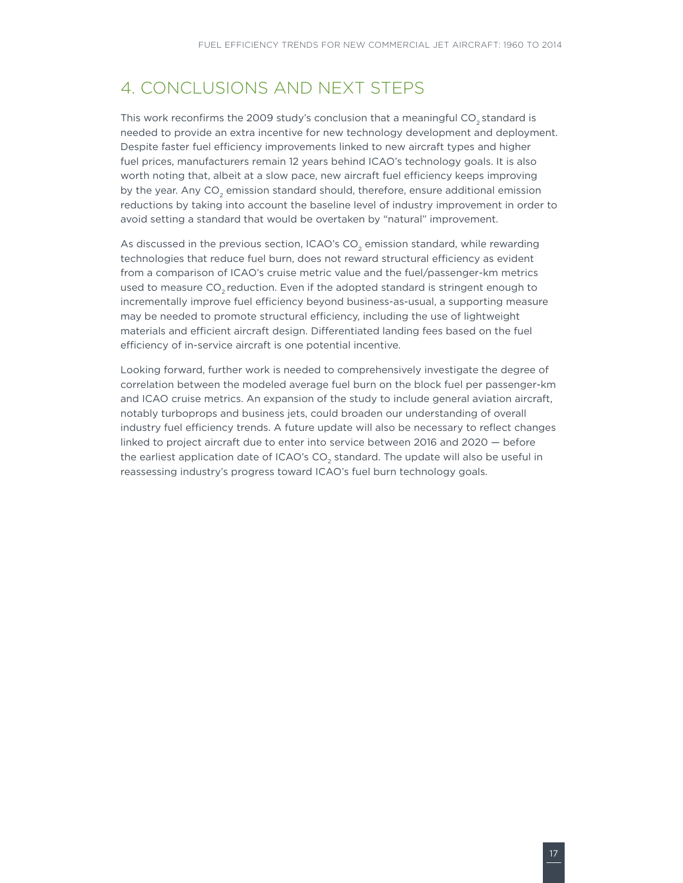## 4. CONCLUSIONS AND NEXT STEPS

This work reconfirms the 2009 study's conclusion that a meaningful $CO_2$ standard is needed to provide an extra incentive for new technology development and deployment. Despite faster fuel efficiency improvements linked to new aircraft types and higher fuel prices, manufacturers remain 12 years behind ICAO's technology goals. It is also worth noting that, albeit at a slow pace, new aircraft fuel efficiency keeps improving by the year. Any $CO_2$ emission standard should, therefore, ensure additional emission reductions by taking into account the baseline level of industry improvement in order to avoid setting a standard that would be overtaken by "natural" improvement.

As discussed in the previous section, ICAO's $CO_2$ emission standard, while rewarding technologies that reduce fuel burn, does not reward structural efficiency as evident from a comparison of ICAO's cruise metric value and the fuel/passenger-km metrics used to measure $CO_2$ reduction. Even if the adopted standard is stringent enough to incrementally improve fuel efficiency beyond business-as-usual, a supporting measure may be needed to promote structural efficiency, including the use of lightweight materials and efficient aircraft design. Differentiated landing fees based on the fuel efficiency of in-service aircraft is one potential incentive.

Looking forward, further work is needed to comprehensively investigate the degree of correlation between the modeled average fuel burn on the block fuel per passenger-km and ICAO cruise metrics. An expansion of the study to include general aviation aircraft, notably turboprops and business jets, could broaden our understanding of overall industry fuel efficiency trends. A future update will also be necessary to reflect changes linked to project aircraft due to enter into service between 2016 and 2020 — before the earliest application date of ICAO's $CO_2$ standard. The update will also be useful in reassessing industry's progress toward ICAO's fuel burn technology goals.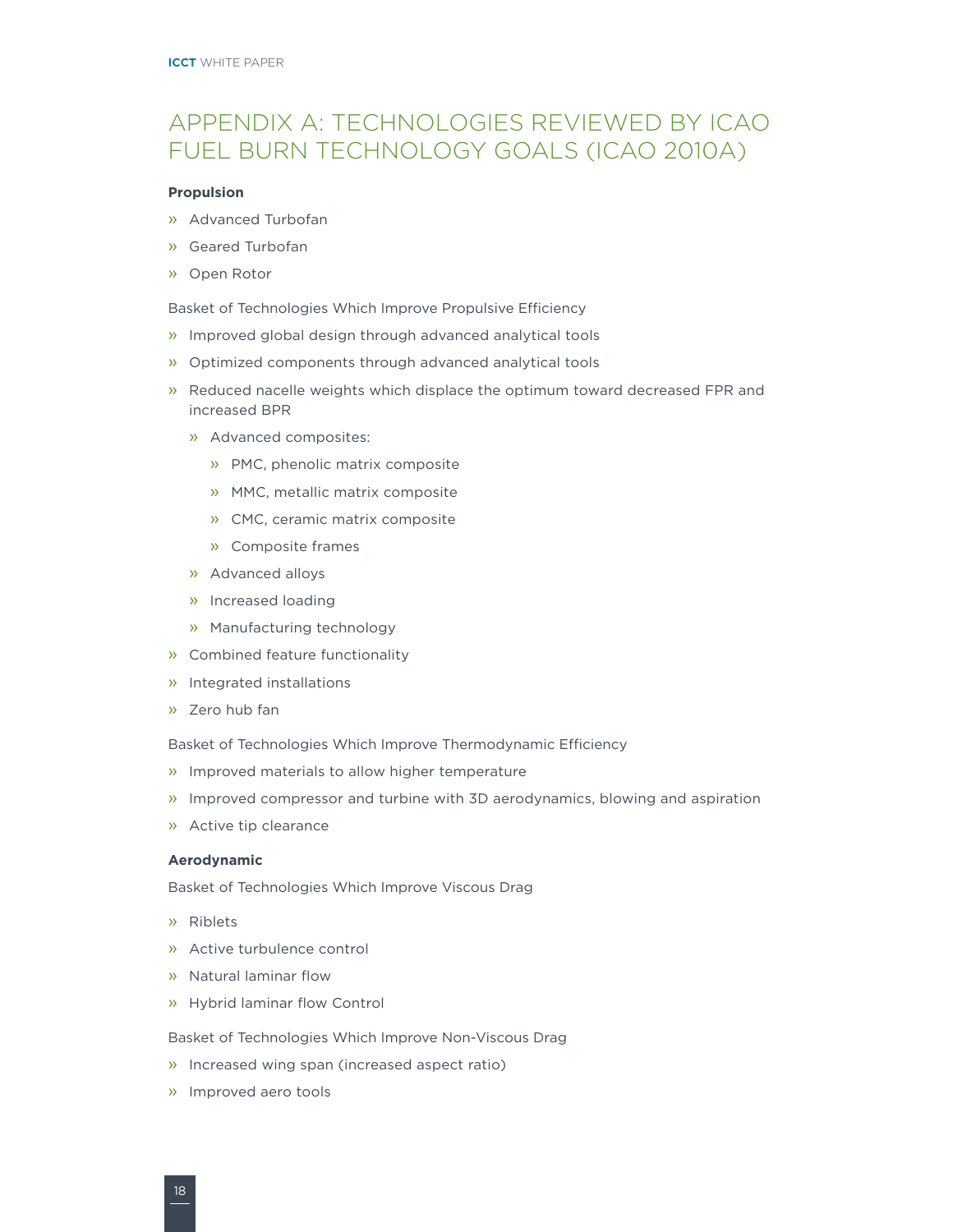# APPENDIX A: TECHNOLOGIES REVIEWED BY ICAO FUEL BURN TECHNOLOGY GOALS (ICAO 2010A)

**Propulsion**

- Advanced Turbofan
- Geared Turbofan
- Open Rotor

Basket of Technologies Which Improve Propulsive Efficiency

- Improved global design through advanced analytical tools
- Optimized components through advanced analytical tools
- Reduced nacelle weights which displace the optimum toward decreased FPR and increased BPR
  - Advanced composites:
    - PMC, phenolic matrix composite
    - MMC, metallic matrix composite
    - CMC, ceramic matrix composite
    - Composite frames
  - Advanced alloys
  - Increased loading
  - Manufacturing technology
- Combined feature functionality
- Integrated installations
- Zero hub fan

Basket of Technologies Which Improve Thermodynamic Efficiency

- Improved materials to allow higher temperature
- Improved compressor and turbine with 3D aerodynamics, blowing and aspiration
- Active tip clearance

**Aerodynamic**

Basket of Technologies Which Improve Viscous Drag

- Riblets
- Active turbulence control
- Natural laminar flow
- Hybrid laminar flow Control

Basket of Technologies Which Improve Non-Viscous Drag

- Increased wing span (increased aspect ratio)
- Improved aero tools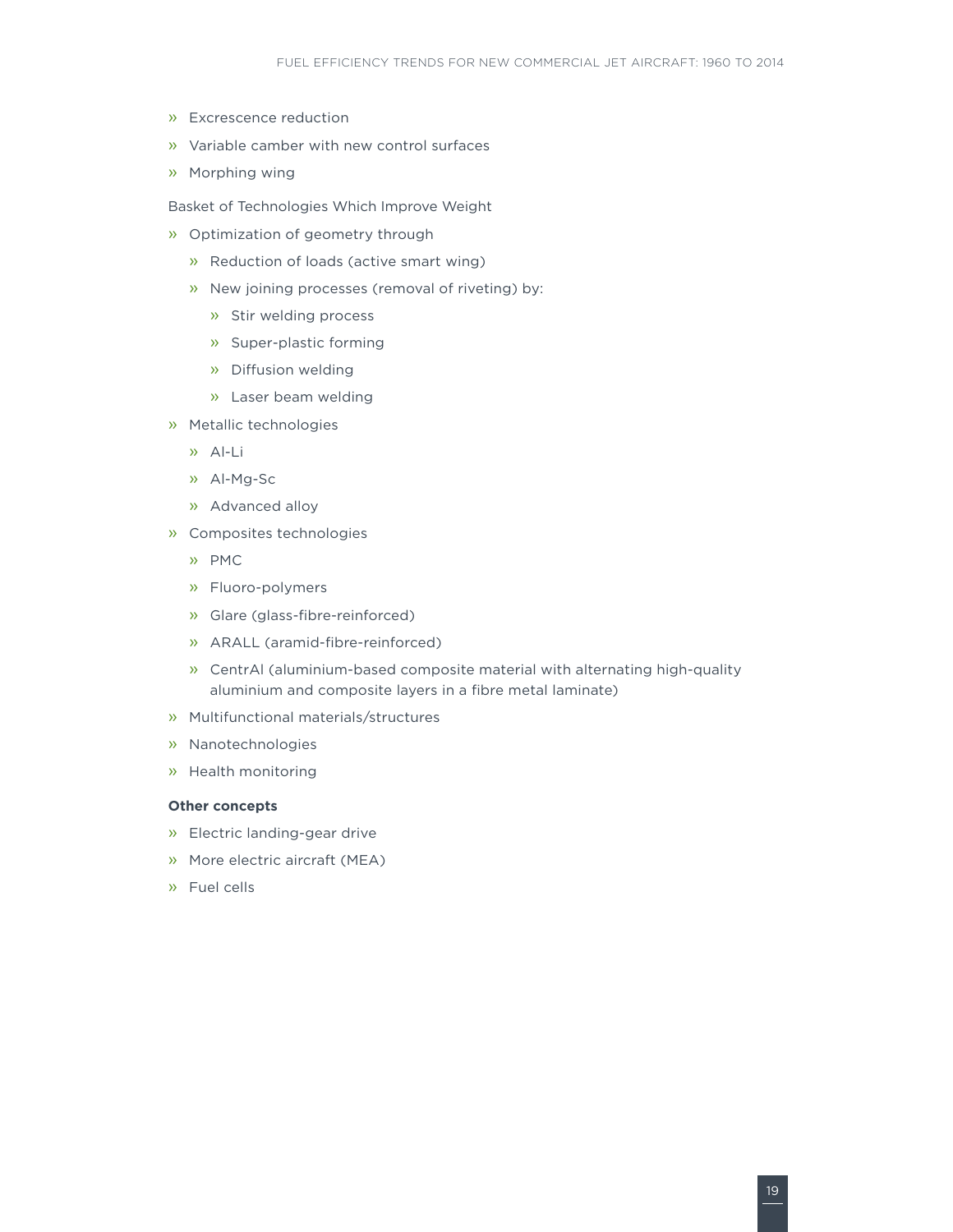- Excrescence reduction
- Variable camber with new control surfaces
- Morphing wing

Basket of Technologies Which Improve Weight

- Optimization of geometry through
  - Reduction of loads (active smart wing)
  - New joining processes (removal of riveting) by:
    - Stir welding process
    - Super-plastic forming
    - Diffusion welding
    - Laser beam welding
- Metallic technologies
  - Al-Li
  - Al-Mg-Sc
  - Advanced alloy
- Composites technologies
  - PMC
  - Fluoro-polymers
  - Glare (glass-fibre-reinforced)
  - ARALL (aramid-fibre-reinforced)
  - CentrAl (aluminium-based composite material with alternating high-quality aluminium and composite layers in a fibre metal laminate)
- Multifunctional materials/structures
- Nanotechnologies
- Health monitoring

**Other concepts**

- Electric landing-gear drive
- More electric aircraft (MEA)
- Fuel cells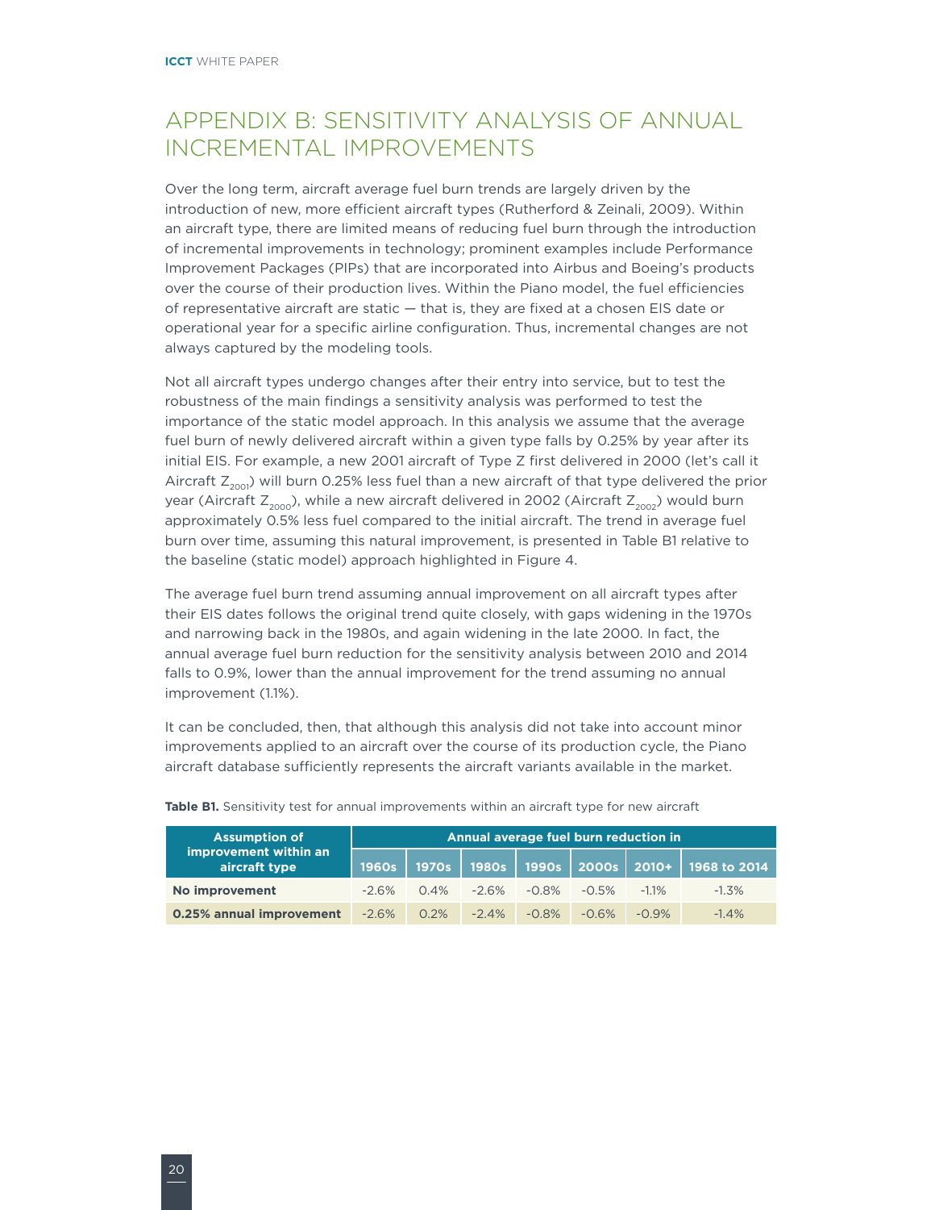# APPENDIX B: SENSITIVITY ANALYSIS OF ANNUAL INCREMENTAL IMPROVEMENTS

Over the long term, aircraft average fuel burn trends are largely driven by the introduction of new, more efficient aircraft types (Rutherford & Zeinali, 2009). Within an aircraft type, there are limited means of reducing fuel burn through the introduction of incremental improvements in technology; prominent examples include Performance Improvement Packages (PIPs) that are incorporated into Airbus and Boeing's products over the course of their production lives. Within the Piano model, the fuel efficiencies of representative aircraft are static — that is, they are fixed at a chosen EIS date or operational year for a specific airline configuration. Thus, incremental changes are not always captured by the modeling tools.

Not all aircraft types undergo changes after their entry into service, but to test the robustness of the main findings a sensitivity analysis was performed to test the importance of the static model approach. In this analysis we assume that the average fuel burn of newly delivered aircraft within a given type falls by 0.25% by year after its initial EIS. For example, a new 2001 aircraft of Type Z first delivered in 2000 (let's call it Aircraft $Z_{2001}$) will burn 0.25% less fuel than a new aircraft of that type delivered the prior year (Aircraft $Z_{2000}$), while a new aircraft delivered in 2002 (Aircraft $Z_{2002}$) would burn approximately 0.5% less fuel compared to the initial aircraft. The trend in average fuel burn over time, assuming this natural improvement, is presented in Table B1 relative to the baseline (static model) approach highlighted in Figure 4.

The average fuel burn trend assuming annual improvement on all aircraft types after their EIS dates follows the original trend quite closely, with gaps widening in the 1970s and narrowing back in the 1980s, and again widening in the late 2000. In fact, the annual average fuel burn reduction for the sensitivity analysis between 2010 and 2014 falls to 0.9%, lower than the annual improvement for the trend assuming no annual improvement (1.1%).

It can be concluded, then, that although this analysis did not take into account minor improvements applied to an aircraft over the course of its production cycle, the Piano aircraft database sufficiently represents the aircraft variants available in the market.

**Table B1.** Sensitivity test for annual improvements within an aircraft type for new aircraft

| Assumption of improvement within an aircraft type | Annual average fuel burn reduction in | | | | | | |
|---|---|---|---|---|---|---|---|
| | 1960s | 1970s | 1980s | 1990s | 2000s | 2010+ | 1968 to 2014 |
| **No improvement** | -2.6% | 0.4% | -2.6% | -0.8% | -0.5% | -1.1% | -1.3% |
| **0.25% annual improvement** | -2.6% | 0.2% | -2.4% | -0.8% | -0.6% | -0.9% | -1.4% |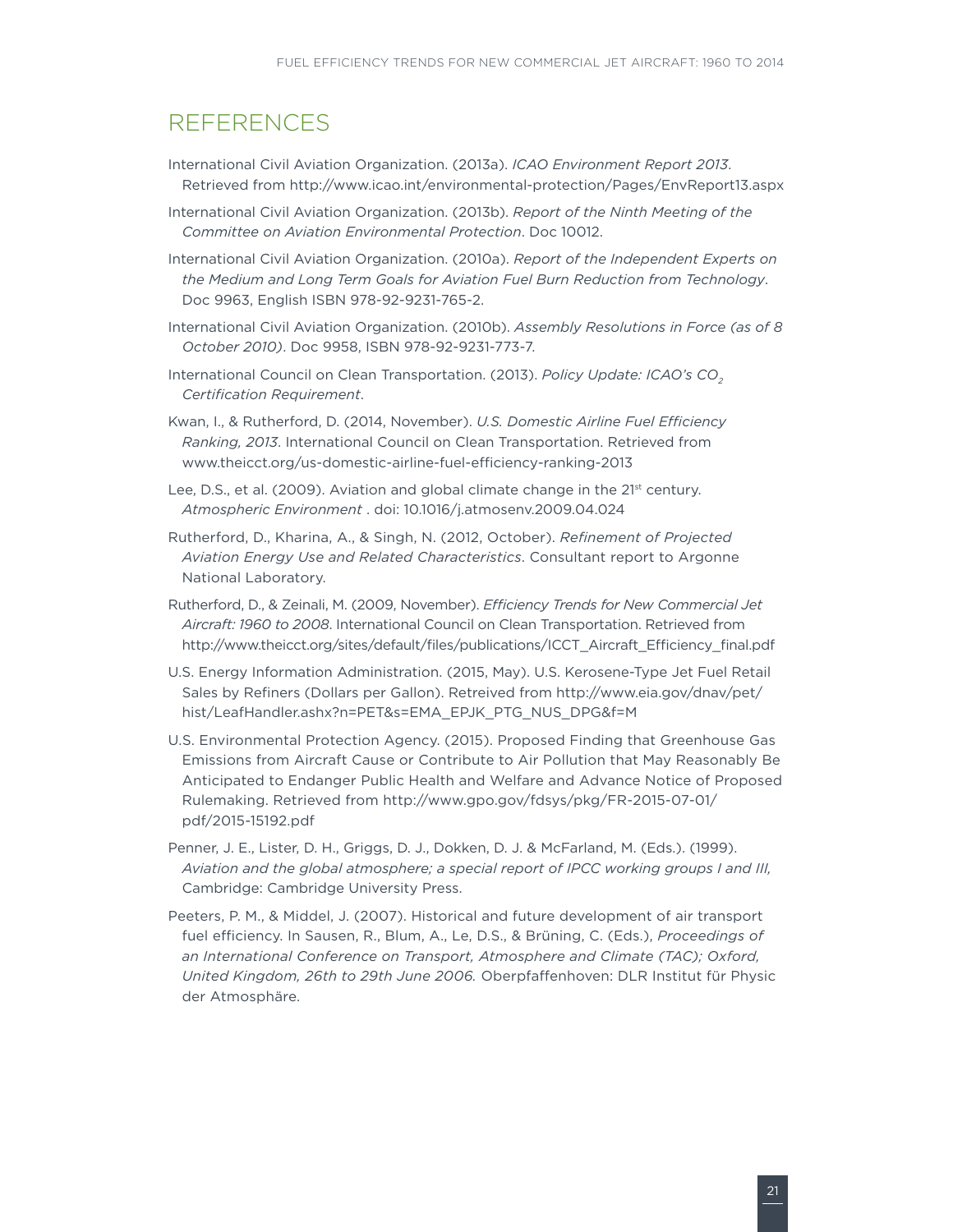# REFERENCES

International Civil Aviation Organization. (2013a). *ICAO Environment Report 2013*. Retrieved from http://www.icao.int/environmental-protection/Pages/EnvReport13.aspx

International Civil Aviation Organization. (2013b). *Report of the Ninth Meeting of the Committee on Aviation Environmental Protection*. Doc 10012.

International Civil Aviation Organization. (2010a). *Report of the Independent Experts on the Medium and Long Term Goals for Aviation Fuel Burn Reduction from Technology*. Doc 9963, English ISBN 978-92-9231-765-2.

International Civil Aviation Organization. (2010b). *Assembly Resolutions in Force (as of 8 October 2010)*. Doc 9958, ISBN 978-92-9231-773-7.

International Council on Clean Transportation. (2013). *Policy Update: ICAO's $CO_2$ Certification Requirement*.

Kwan, I., & Rutherford, D. (2014, November). *U.S. Domestic Airline Fuel Efficiency Ranking, 2013*. International Council on Clean Transportation. Retrieved from www.theicct.org/us-domestic-airline-fuel-efficiency-ranking-2013

Lee, D.S., et al. (2009). Aviation and global climate change in the 21st century. *Atmospheric Environment* . doi: 10.1016/j.atmosenv.2009.04.024

Rutherford, D., Kharina, A., & Singh, N. (2012, October). *Refinement of Projected Aviation Energy Use and Related Characteristics*. Consultant report to Argonne National Laboratory.

Rutherford, D., & Zeinali, M. (2009, November). *Efficiency Trends for New Commercial Jet Aircraft: 1960 to 2008*. International Council on Clean Transportation. Retrieved from http://www.theicct.org/sites/default/files/publications/ICCT_Aircraft_Efficiency_final.pdf

U.S. Energy Information Administration. (2015, May). U.S. Kerosene-Type Jet Fuel Retail Sales by Refiners (Dollars per Gallon). Retreived from http://www.eia.gov/dnav/pet/hist/LeafHandler.ashx?n=PET&s=EMA_EPJK_PTG_NUS_DPG&f=M

U.S. Environmental Protection Agency. (2015). Proposed Finding that Greenhouse Gas Emissions from Aircraft Cause or Contribute to Air Pollution that May Reasonably Be Anticipated to Endanger Public Health and Welfare and Advance Notice of Proposed Rulemaking. Retrieved from http://www.gpo.gov/fdsys/pkg/FR-2015-07-01/pdf/2015-15192.pdf

Penner, J. E., Lister, D. H., Griggs, D. J., Dokken, D. J. & McFarland, M. (Eds.). (1999). *Aviation and the global atmosphere; a special report of IPCC working groups I and III,* Cambridge: Cambridge University Press.

Peeters, P. M., & Middel, J. (2007). Historical and future development of air transport fuel efficiency. In Sausen, R., Blum, A., Le, D.S., & Brüning, C. (Eds.), *Proceedings of an International Conference on Transport, Atmosphere and Climate (TAC); Oxford, United Kingdom, 26th to 29th June 2006.* Oberpfaffenhoven: DLR Institut für Physic der Atmosphäre.